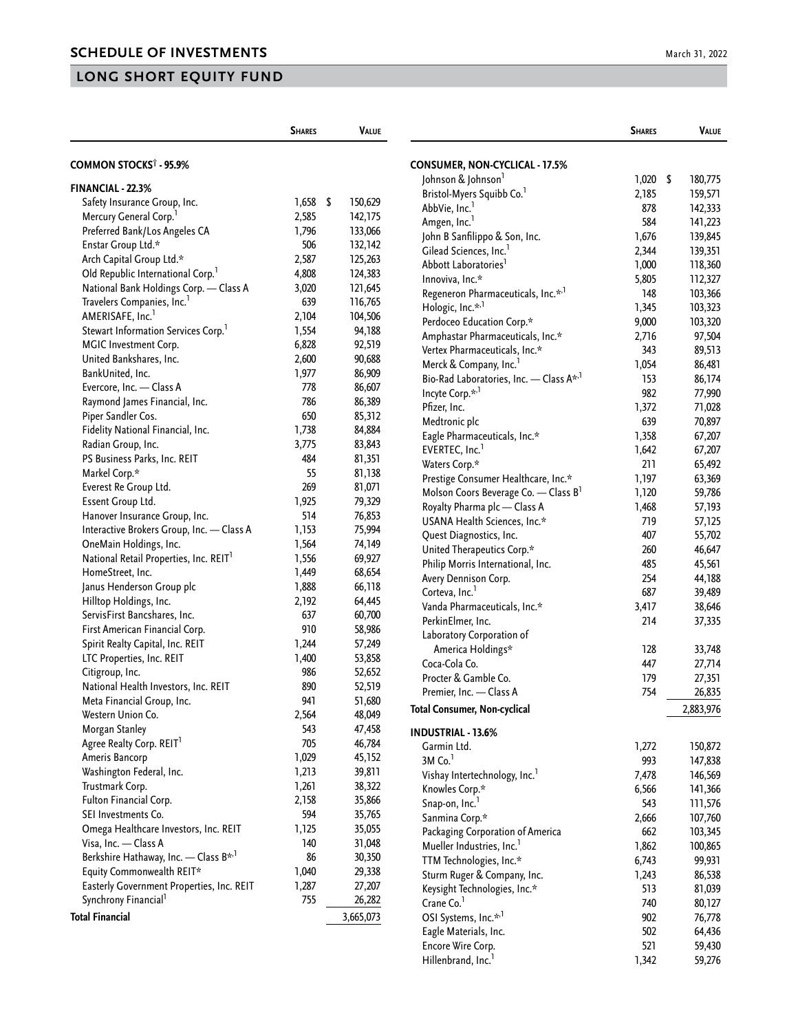## SCHEDULE OF INVESTMENTS

March 31, 2022

## LONG SHORT EQUITY FUND

| | Shares | Value |
|---|---|---|
| **COMMON STOCKS† - 95.9%** | | |
| **FINANCIAL - 22.3%** | | |
| Safety Insurance Group, Inc. | 1,658 | $ 150,629 |
| Mercury General Corp.[1] | 2,585 | 142,175 |
| Preferred Bank/Los Angeles CA | 1,796 | 133,066 |
| Enstar Group Ltd.* | 506 | 132,142 |
| Arch Capital Group Ltd.* | 2,587 | 125,263 |
| Old Republic International Corp.[1] | 4,808 | 124,383 |
| National Bank Holdings Corp. — Class A | 3,020 | 121,645 |
| Travelers Companies, Inc.[1] | 639 | 116,765 |
| AMERISAFE, Inc.[1] | 2,104 | 104,506 |
| Stewart Information Services Corp.[1] | 1,554 | 94,188 |
| MGIC Investment Corp. | 6,828 | 92,519 |
| United Bankshares, Inc. | 2,600 | 90,688 |
| BankUnited, Inc. | 1,977 | 86,909 |
| Evercore, Inc. — Class A | 778 | 86,607 |
| Raymond James Financial, Inc. | 786 | 86,389 |
| Piper Sandler Cos. | 650 | 85,312 |
| Fidelity National Financial, Inc. | 1,738 | 84,884 |
| Radian Group, Inc. | 3,775 | 83,843 |
| PS Business Parks, Inc. REIT | 484 | 81,351 |
| Markel Corp.* | 55 | 81,138 |
| Everest Re Group Ltd. | 269 | 81,071 |
| Essent Group Ltd. | 1,925 | 79,329 |
| Hanover Insurance Group, Inc. | 514 | 76,853 |
| Interactive Brokers Group, Inc. — Class A | 1,153 | 75,994 |
| OneMain Holdings, Inc. | 1,564 | 74,149 |
| National Retail Properties, Inc. REIT[1] | 1,556 | 69,927 |
| HomeStreet, Inc. | 1,449 | 68,654 |
| Janus Henderson Group plc | 1,888 | 66,118 |
| Hilltop Holdings, Inc. | 2,192 | 64,445 |
| ServisFirst Bancshares, Inc. | 637 | 60,700 |
| First American Financial Corp. | 910 | 58,986 |
| Spirit Realty Capital, Inc. REIT | 1,244 | 57,249 |
| LTC Properties, Inc. REIT | 1,400 | 53,858 |
| Citigroup, Inc. | 986 | 52,652 |
| National Health Investors, Inc. REIT | 890 | 52,519 |
| Meta Financial Group, Inc. | 941 | 51,680 |
| Western Union Co. | 2,564 | 48,049 |
| Morgan Stanley | 543 | 47,458 |
| Agree Realty Corp. REIT[1] | 705 | 46,784 |
| Ameris Bancorp | 1,029 | 45,152 |
| Washington Federal, Inc. | 1,213 | 39,811 |
| Trustmark Corp. | 1,261 | 38,322 |
| Fulton Financial Corp. | 2,158 | 35,866 |
| SEI Investments Co. | 594 | 35,765 |
| Omega Healthcare Investors, Inc. REIT | 1,125 | 35,055 |
| Visa, Inc. — Class A | 140 | 31,048 |
| Berkshire Hathaway, Inc. — Class B*,[1] | 86 | 30,350 |
| Equity Commonwealth REIT* | 1,040 | 29,338 |
| Easterly Government Properties, Inc. REIT | 1,287 | 27,207 |
| Synchrony Financial[1] | 755 | 26,282 |
| **Total Financial** | | 3,665,073 |
| **CONSUMER, NON-CYCLICAL - 17.5%** | | |
| Johnson & Johnson[1] | 1,020 | $ 180,775 |
| Bristol-Myers Squibb Co.[1] | 2,185 | 159,571 |
| AbbVie, Inc.[1] | 878 | 142,333 |
| Amgen, Inc.[1] | 584 | 141,223 |
| John B Sanfilippo & Son, Inc. | 1,676 | 139,845 |
| Gilead Sciences, Inc.[1] | 2,344 | 139,351 |
| Abbott Laboratories[1] | 1,000 | 118,360 |
| Innoviva, Inc.* | 5,805 | 112,327 |
| Regeneron Pharmaceuticals, Inc.*,[1] | 148 | 103,366 |
| Hologic, Inc.*,[1] | 1,345 | 103,323 |
| Perdoceo Education Corp.* | 9,000 | 103,320 |
| Amphastar Pharmaceuticals, Inc.* | 2,716 | 97,504 |
| Vertex Pharmaceuticals, Inc.* | 343 | 89,513 |
| Merck & Company, Inc.[1] | 1,054 | 86,481 |
| Bio-Rad Laboratories, Inc. — Class A*,[1] | 153 | 86,174 |
| Incyte Corp.*,[1] | 982 | 77,990 |
| Pfizer, Inc. | 1,372 | 71,028 |
| Medtronic plc | 639 | 70,897 |
| Eagle Pharmaceuticals, Inc.* | 1,358 | 67,207 |
| EVERTEC, Inc.[1] | 1,642 | 67,207 |
| Waters Corp.* | 211 | 65,492 |
| Prestige Consumer Healthcare, Inc.* | 1,197 | 63,369 |
| Molson Coors Beverage Co. — Class B[1] | 1,120 | 59,786 |
| Royalty Pharma plc — Class A | 1,468 | 57,193 |
| USANA Health Sciences, Inc.* | 719 | 57,125 |
| Quest Diagnostics, Inc. | 407 | 55,702 |
| United Therapeutics Corp.* | 260 | 46,647 |
| Philip Morris International, Inc. | 485 | 45,561 |
| Avery Dennison Corp. | 254 | 44,188 |
| Corteva, Inc.[1] | 687 | 39,489 |
| Vanda Pharmaceuticals, Inc.* | 3,417 | 38,646 |
| PerkinElmer, Inc. | 214 | 37,335 |
| Laboratory Corporation of America Holdings* | 128 | 33,748 |
| Coca-Cola Co. | 447 | 27,714 |
| Procter & Gamble Co. | 179 | 27,351 |
| Premier, Inc. — Class A | 754 | 26,835 |
| **Total Consumer, Non-cyclical** | | 2,883,976 |
| **INDUSTRIAL - 13.6%** | | |
| Garmin Ltd. | 1,272 | 150,872 |
| 3M Co.[1] | 993 | 147,838 |
| Vishay Intertechnology, Inc.[1] | 7,478 | 146,569 |
| Knowles Corp.* | 6,566 | 141,366 |
| Snap-on, Inc.[1] | 543 | 111,576 |
| Sanmina Corp.* | 2,666 | 107,760 |
| Packaging Corporation of America | 662 | 103,345 |
| Mueller Industries, Inc.[1] | 1,862 | 100,865 |
| TTM Technologies, Inc.* | 6,743 | 99,931 |
| Sturm Ruger & Company, Inc. | 1,243 | 86,538 |
| Keysight Technologies, Inc.* | 513 | 81,039 |
| Crane Co.[1] | 740 | 80,127 |
| OSI Systems, Inc.*,[1] | 902 | 76,778 |
| Eagle Materials, Inc. | 502 | 64,436 |
| Encore Wire Corp. | 521 | 59,430 |
| Hillenbrand, Inc.[1] | 1,342 | 59,276 |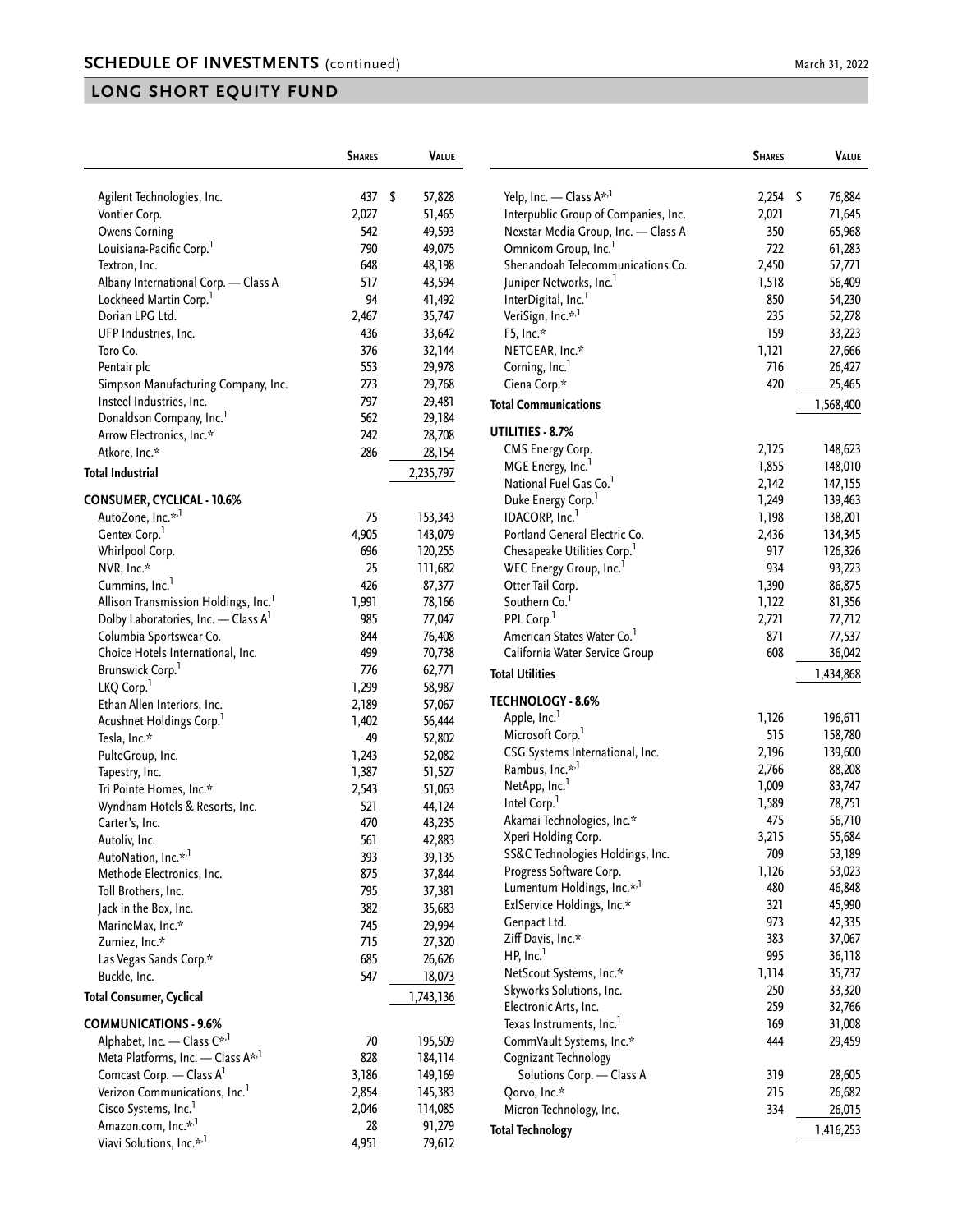## SCHEDULE OF INVESTMENTS (continued)

## LONG SHORT EQUITY FUND

| | Shares | Value |
|---|---|---|
| Agilent Technologies, Inc. | 437 | $ 57,828 |
| Vontier Corp. | 2,027 | 51,465 |
| Owens Corning | 542 | 49,593 |
| Louisiana-Pacific Corp.[1] | 790 | 49,075 |
| Textron, Inc. | 648 | 48,198 |
| Albany International Corp. — Class A | 517 | 43,594 |
| Lockheed Martin Corp.[1] | 94 | 41,492 |
| Dorian LPG Ltd. | 2,467 | 35,747 |
| UFP Industries, Inc. | 436 | 33,642 |
| Toro Co. | 376 | 32,144 |
| Pentair plc | 553 | 29,978 |
| Simpson Manufacturing Company, Inc. | 273 | 29,768 |
| Insteel Industries, Inc. | 797 | 29,481 |
| Donaldson Company, Inc.[1] | 562 | 29,184 |
| Arrow Electronics, Inc.* | 242 | 28,708 |
| Atkore, Inc.* | 286 | 28,154 |
| **Total Industrial** | | 2,235,797 |
| **CONSUMER, CYCLICAL - 10.6%** | | |
| AutoZone, Inc.*[,1] | 75 | 153,343 |
| Gentex Corp.[1] | 4,905 | 143,079 |
| Whirlpool Corp. | 696 | 120,255 |
| NVR, Inc.* | 25 | 111,682 |
| Cummins, Inc.[1] | 426 | 87,377 |
| Allison Transmission Holdings, Inc.[1] | 1,991 | 78,166 |
| Dolby Laboratories, Inc. — Class A[1] | 985 | 77,047 |
| Columbia Sportswear Co. | 844 | 76,408 |
| Choice Hotels International, Inc. | 499 | 70,738 |
| Brunswick Corp.[1] | 776 | 62,771 |
| LKQ Corp.[1] | 1,299 | 58,987 |
| Ethan Allen Interiors, Inc. | 2,189 | 57,067 |
| Acushnet Holdings Corp.[1] | 1,402 | 56,444 |
| Tesla, Inc.* | 49 | 52,802 |
| PulteGroup, Inc. | 1,243 | 52,082 |
| Tapestry, Inc. | 1,387 | 51,527 |
| Tri Pointe Homes, Inc.* | 2,543 | 51,063 |
| Wyndham Hotels & Resorts, Inc. | 521 | 44,124 |
| Carter's, Inc. | 470 | 43,235 |
| Autoliv, Inc. | 561 | 42,883 |
| AutoNation, Inc.*[,1] | 393 | 39,135 |
| Methode Electronics, Inc. | 875 | 37,844 |
| Toll Brothers, Inc. | 795 | 37,381 |
| Jack in the Box, Inc. | 382 | 35,683 |
| MarineMax, Inc.* | 745 | 29,994 |
| Zumiez, Inc.* | 715 | 27,320 |
| Las Vegas Sands Corp.* | 685 | 26,626 |
| Buckle, Inc. | 547 | 18,073 |
| **Total Consumer, Cyclical** | | 1,743,136 |
| **COMMUNICATIONS - 9.6%** | | |
| Alphabet, Inc. — Class C*[,1] | 70 | 195,509 |
| Meta Platforms, Inc. — Class A*[,1] | 828 | 184,114 |
| Comcast Corp. — Class A[1] | 3,186 | 149,169 |
| Verizon Communications, Inc.[1] | 2,854 | 145,383 |
| Cisco Systems, Inc.[1] | 2,046 | 114,085 |
| Amazon.com, Inc.*[,1] | 28 | 91,279 |
| Viavi Solutions, Inc.*[,1] | 4,951 | 79,612 |
| Yelp, Inc. — Class A*[,1] | 2,254 | $ 76,884 |
| Interpublic Group of Companies, Inc. | 2,021 | 71,645 |
| Nexstar Media Group, Inc. — Class A | 350 | 65,968 |
| Omnicom Group, Inc.[1] | 722 | 61,283 |
| Shenandoah Telecommunications Co. | 2,450 | 57,771 |
| Juniper Networks, Inc.[1] | 1,518 | 56,409 |
| InterDigital, Inc.[1] | 850 | 54,230 |
| VeriSign, Inc.*[,1] | 235 | 52,278 |
| F5, Inc.* | 159 | 33,223 |
| NETGEAR, Inc.* | 1,121 | 27,666 |
| Corning, Inc.[1] | 716 | 26,427 |
| Ciena Corp.* | 420 | 25,465 |
| **Total Communications** | | 1,568,400 |
| **UTILITIES - 8.7%** | | |
| CMS Energy Corp. | 2,125 | 148,623 |
| MGE Energy, Inc.[1] | 1,855 | 148,010 |
| National Fuel Gas Co.[1] | 2,142 | 147,155 |
| Duke Energy Corp.[1] | 1,249 | 139,463 |
| IDACORP, Inc.[1] | 1,198 | 138,201 |
| Portland General Electric Co. | 2,436 | 134,345 |
| Chesapeake Utilities Corp.[1] | 917 | 126,326 |
| WEC Energy Group, Inc.[1] | 934 | 93,223 |
| Otter Tail Corp. | 1,390 | 86,875 |
| Southern Co.[1] | 1,122 | 81,356 |
| PPL Corp.[1] | 2,721 | 77,712 |
| American States Water Co.[1] | 871 | 77,537 |
| California Water Service Group | 608 | 36,042 |
| **Total Utilities** | | 1,434,868 |
| **TECHNOLOGY - 8.6%** | | |
| Apple, Inc.[1] | 1,126 | 196,611 |
| Microsoft Corp.[1] | 515 | 158,780 |
| CSG Systems International, Inc. | 2,196 | 139,600 |
| Rambus, Inc.*[,1] | 2,766 | 88,208 |
| NetApp, Inc.[1] | 1,009 | 83,747 |
| Intel Corp.[1] | 1,589 | 78,751 |
| Akamai Technologies, Inc.* | 475 | 56,710 |
| Xperi Holding Corp. | 3,215 | 55,684 |
| SS&C Technologies Holdings, Inc. | 709 | 53,189 |
| Progress Software Corp. | 1,126 | 53,023 |
| Lumentum Holdings, Inc.*[,1] | 480 | 46,848 |
| ExlService Holdings, Inc.* | 321 | 45,990 |
| Genpact Ltd. | 973 | 42,335 |
| Ziff Davis, Inc.* | 383 | 37,067 |
| HP, Inc.[1] | 995 | 36,118 |
| NetScout Systems, Inc.* | 1,114 | 35,737 |
| Skyworks Solutions, Inc. | 250 | 33,320 |
| Electronic Arts, Inc. | 259 | 32,766 |
| Texas Instruments, Inc.[1] | 169 | 31,008 |
| CommVault Systems, Inc.* | 444 | 29,459 |
| Cognizant Technology Solutions Corp. — Class A | 319 | 28,605 |
| Qorvo, Inc.* | 215 | 26,682 |
| Micron Technology, Inc. | 334 | 26,015 |
| **Total Technology** | | 1,416,253 |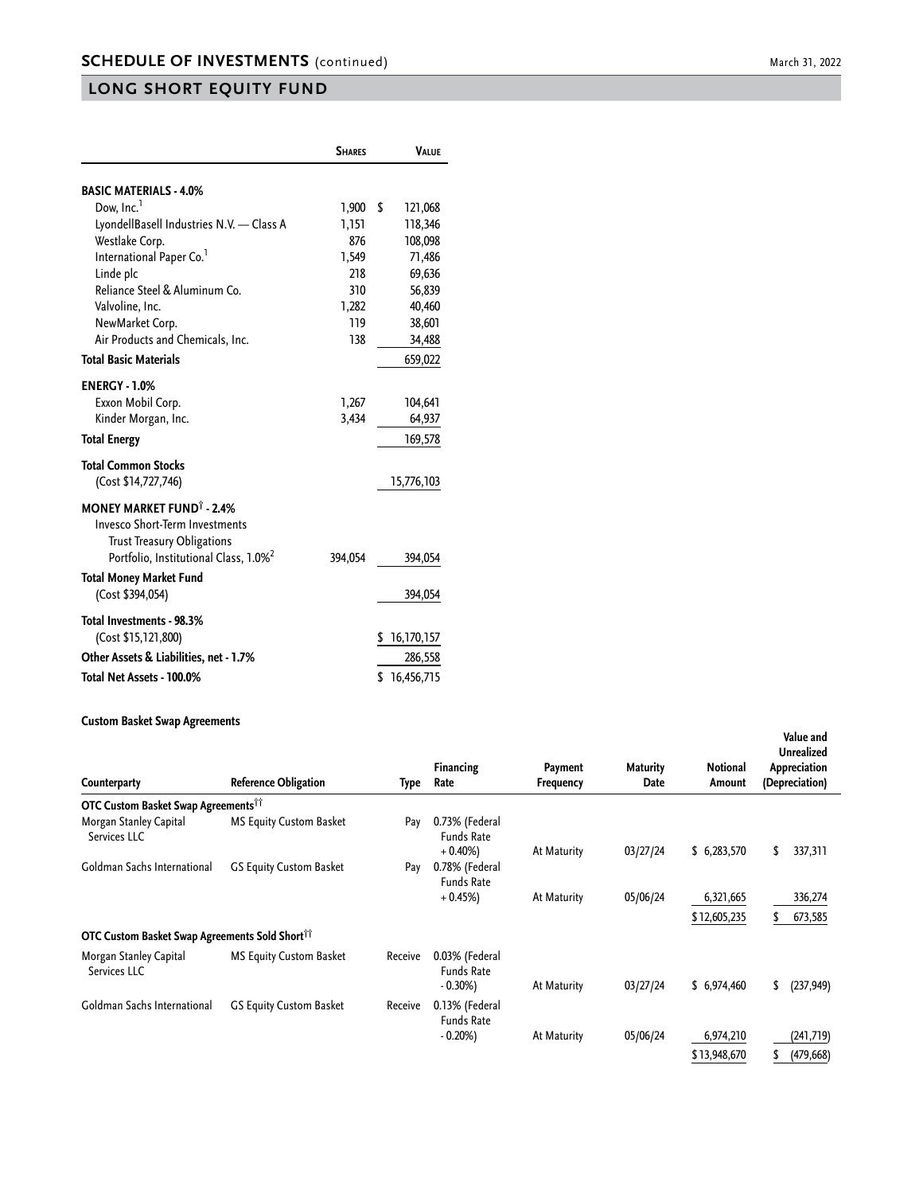## SCHEDULE OF INVESTMENTS (continued)

## LONG SHORT EQUITY FUND

| | Shares | Value |
|---|---|---|
| **BASIC MATERIALS - 4.0%** | | |
| Dow, Inc.[1] | 1,900 | $ 121,068 |
| LyondellBasell Industries N.V. — Class A | 1,151 | 118,346 |
| Westlake Corp. | 876 | 108,098 |
| International Paper Co.[1] | 1,549 | 71,486 |
| Linde plc | 218 | 69,636 |
| Reliance Steel & Aluminum Co. | 310 | 56,839 |
| Valvoline, Inc. | 1,282 | 40,460 |
| NewMarket Corp. | 119 | 38,601 |
| Air Products and Chemicals, Inc. | 138 | 34,488 |
| **Total Basic Materials** | | 659,022 |
| **ENERGY - 1.0%** | | |
| Exxon Mobil Corp. | 1,267 | 104,641 |
| Kinder Morgan, Inc. | 3,434 | 64,937 |
| **Total Energy** | | 169,578 |
| **Total Common Stocks** (Cost $14,727,746) | | 15,776,103 |
| **MONEY MARKET FUND† - 2.4%** | | |
| Invesco Short-Term Investments Trust Treasury Obligations Portfolio, Institutional Class, 1.0%[2] | 394,054 | 394,054 |
| **Total Money Market Fund** (Cost $394,054) | | 394,054 |
| **Total Investments - 98.3%** (Cost $15,121,800) | | $ 16,170,157 |
| **Other Assets & Liabilities, net - 1.7%** | | 286,558 |
| **Total Net Assets - 100.0%** | | $ 16,456,715 |

**Custom Basket Swap Agreements**

| Counterparty | Reference Obligation | Type | Financing Rate | Payment Frequency | Maturity Date | Notional Amount | Value and Unrealized Appreciation (Depreciation) |
|---|---|---|---|---|---|---|---|
| **OTC Custom Basket Swap Agreements††** | | | | | | | |
| Morgan Stanley Capital Services LLC | MS Equity Custom Basket | Pay | 0.73% (Federal Funds Rate + 0.40%) | At Maturity | 03/27/24 | $ 6,283,570 | $ 337,311 |
| Goldman Sachs International | GS Equity Custom Basket | Pay | 0.78% (Federal Funds Rate + 0.45%) | At Maturity | 05/06/24 | 6,321,665 | 336,274 |
| | | | | | | $12,605,235 | $ 673,585 |
| **OTC Custom Basket Swap Agreements Sold Short††** | | | | | | | |
| Morgan Stanley Capital Services LLC | MS Equity Custom Basket | Receive | 0.03% (Federal Funds Rate - 0.30%) | At Maturity | 03/27/24 | $ 6,974,460 | $ (237,949) |
| Goldman Sachs International | GS Equity Custom Basket | Receive | 0.13% (Federal Funds Rate - 0.20%) | At Maturity | 05/06/24 | 6,974,210 | (241,719) |
| | | | | | | $13,948,670 | $ (479,668) |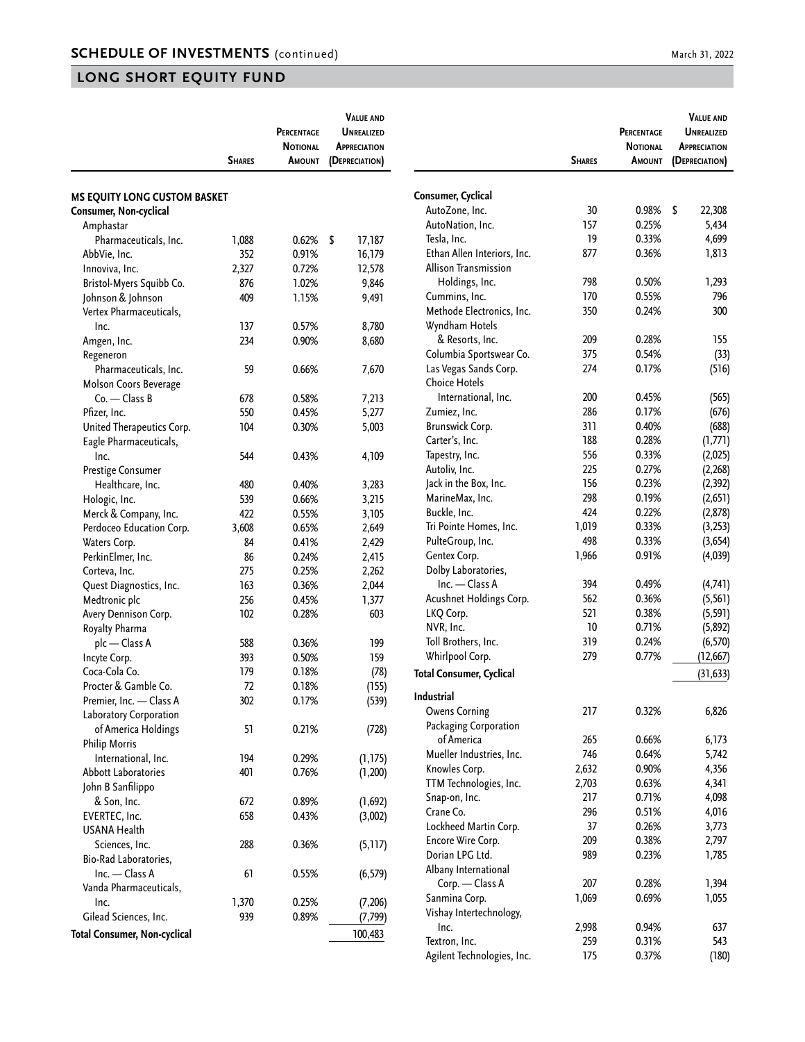## SCHEDULE OF INVESTMENTS (continued)

## LONG SHORT EQUITY FUND

|  | Shares | Percentage Notional Amount | Value and Unrealized Appreciation (Depreciation) |
|---|---|---|---|
| **MS EQUITY LONG CUSTOM BASKET** | | | |
| **Consumer, Non-cyclical** | | | |
| Amphastar Pharmaceuticals, Inc. | 1,088 | 0.62% | $ 17,187 |
| AbbVie, Inc. | 352 | 0.91% | 16,179 |
| Innoviva, Inc. | 2,327 | 0.72% | 12,578 |
| Bristol-Myers Squibb Co. | 876 | 1.02% | 9,846 |
| Johnson & Johnson | 409 | 1.15% | 9,491 |
| Vertex Pharmaceuticals, Inc. | 137 | 0.57% | 8,780 |
| Amgen, Inc. | 234 | 0.90% | 8,680 |
| Regeneron Pharmaceuticals, Inc. | 59 | 0.66% | 7,670 |
| Molson Coors Beverage Co. — Class B | 678 | 0.58% | 7,213 |
| Pfizer, Inc. | 550 | 0.45% | 5,277 |
| United Therapeutics Corp. | 104 | 0.30% | 5,003 |
| Eagle Pharmaceuticals, Inc. | 544 | 0.43% | 4,109 |
| Prestige Consumer Healthcare, Inc. | 480 | 0.40% | 3,283 |
| Hologic, Inc. | 539 | 0.66% | 3,215 |
| Merck & Company, Inc. | 422 | 0.55% | 3,105 |
| Perdoceo Education Corp. | 3,608 | 0.65% | 2,649 |
| Waters Corp. | 84 | 0.41% | 2,429 |
| PerkinElmer, Inc. | 86 | 0.24% | 2,415 |
| Corteva, Inc. | 275 | 0.25% | 2,262 |
| Quest Diagnostics, Inc. | 163 | 0.36% | 2,044 |
| Medtronic plc | 256 | 0.45% | 1,377 |
| Avery Dennison Corp. | 102 | 0.28% | 603 |
| Royalty Pharma plc — Class A | 588 | 0.36% | 199 |
| Incyte Corp. | 393 | 0.50% | 159 |
| Coca-Cola Co. | 179 | 0.18% | (78) |
| Procter & Gamble Co. | 72 | 0.18% | (155) |
| Premier, Inc. — Class A | 302 | 0.17% | (539) |
| Laboratory Corporation of America Holdings | 51 | 0.21% | (728) |
| Philip Morris International, Inc. | 194 | 0.29% | (1,175) |
| Abbott Laboratories | 401 | 0.76% | (1,200) |
| John B Sanfilippo & Son, Inc. | 672 | 0.89% | (1,692) |
| EVERTEC, Inc. | 658 | 0.43% | (3,002) |
| USANA Health Sciences, Inc. | 288 | 0.36% | (5,117) |
| Bio-Rad Laboratories, Inc. — Class A | 61 | 0.55% | (6,579) |
| Vanda Pharmaceuticals, Inc. | 1,370 | 0.25% | (7,206) |
| Gilead Sciences, Inc. | 939 | 0.89% | (7,799) |
| **Total Consumer, Non-cyclical** | | | 100,483 |
| **Consumer, Cyclical** | | | |
| AutoZone, Inc. | 30 | 0.98% | $ 22,308 |
| AutoNation, Inc. | 157 | 0.25% | 5,434 |
| Tesla, Inc. | 19 | 0.33% | 4,699 |
| Ethan Allen Interiors, Inc. | 877 | 0.36% | 1,813 |
| Allison Transmission Holdings, Inc. | 798 | 0.50% | 1,293 |
| Cummins, Inc. | 170 | 0.55% | 796 |
| Methode Electronics, Inc. | 350 | 0.24% | 300 |
| Wyndham Hotels & Resorts, Inc. | 209 | 0.28% | 155 |
| Columbia Sportswear Co. | 375 | 0.54% | (33) |
| Las Vegas Sands Corp. | 274 | 0.17% | (516) |
| Choice Hotels International, Inc. | 200 | 0.45% | (565) |
| Zumiez, Inc. | 286 | 0.17% | (676) |
| Brunswick Corp. | 311 | 0.40% | (688) |
| Carter's, Inc. | 188 | 0.28% | (1,771) |
| Tapestry, Inc. | 556 | 0.33% | (2,025) |
| Autoliv, Inc. | 225 | 0.27% | (2,268) |
| Jack in the Box, Inc. | 156 | 0.23% | (2,392) |
| MarineMax, Inc. | 298 | 0.19% | (2,651) |
| Buckle, Inc. | 424 | 0.22% | (2,878) |
| Tri Pointe Homes, Inc. | 1,019 | 0.33% | (3,253) |
| PulteGroup, Inc. | 498 | 0.33% | (3,654) |
| Gentex Corp. | 1,966 | 0.91% | (4,039) |
| Dolby Laboratories, Inc. — Class A | 394 | 0.49% | (4,741) |
| Acushnet Holdings Corp. | 562 | 0.36% | (5,561) |
| LKQ Corp. | 521 | 0.38% | (5,591) |
| NVR, Inc. | 10 | 0.71% | (5,892) |
| Toll Brothers, Inc. | 319 | 0.24% | (6,570) |
| Whirlpool Corp. | 279 | 0.77% | (12,667) |
| **Total Consumer, Cyclical** | | | (31,633) |
| **Industrial** | | | |
| Owens Corning | 217 | 0.32% | 6,826 |
| Packaging Corporation of America | 265 | 0.66% | 6,173 |
| Mueller Industries, Inc. | 746 | 0.64% | 5,742 |
| Knowles Corp. | 2,632 | 0.90% | 4,356 |
| TTM Technologies, Inc. | 2,703 | 0.63% | 4,341 |
| Snap-on, Inc. | 217 | 0.71% | 4,098 |
| Crane Co. | 296 | 0.51% | 4,016 |
| Lockheed Martin Corp. | 37 | 0.26% | 3,773 |
| Encore Wire Corp. | 209 | 0.38% | 2,797 |
| Dorian LPG Ltd. | 989 | 0.23% | 1,785 |
| Albany International Corp. — Class A | 207 | 0.28% | 1,394 |
| Sanmina Corp. | 1,069 | 0.69% | 1,055 |
| Vishay Intertechnology, Inc. | 2,998 | 0.94% | 637 |
| Textron, Inc. | 259 | 0.31% | 543 |
| Agilent Technologies, Inc. | 175 | 0.37% | (180) |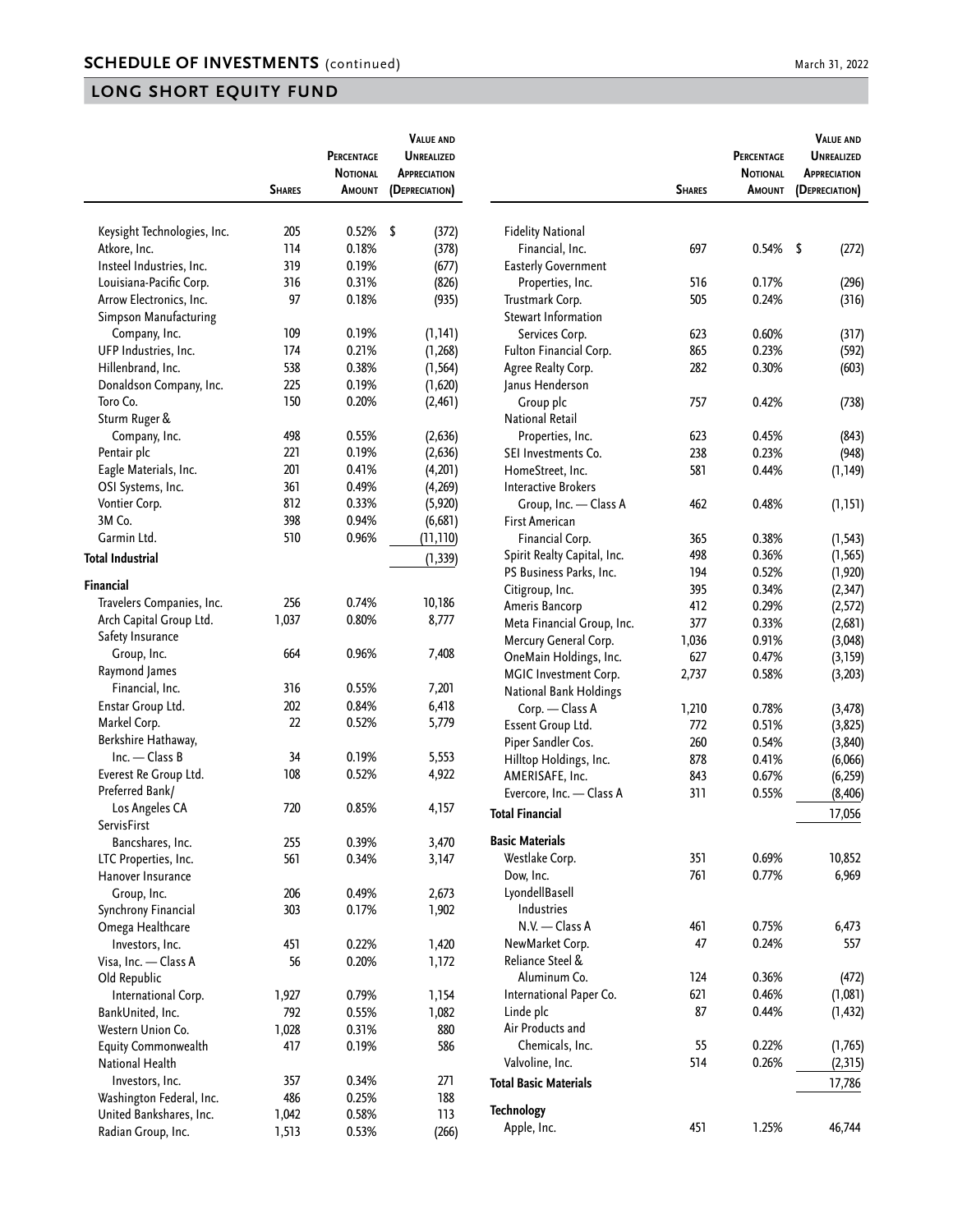## SCHEDULE OF INVESTMENTS (continued)

March 31, 2022

## LONG SHORT EQUITY FUND

| | Shares | Percentage Notional Amount | Value and Unrealized Appreciation (Depreciation) |
|---|---|---|---|
| Keysight Technologies, Inc. | 205 | 0.52% | $ (372) |
| Atkore, Inc. | 114 | 0.18% | (378) |
| Insteel Industries, Inc. | 319 | 0.19% | (677) |
| Louisiana-Pacific Corp. | 316 | 0.31% | (826) |
| Arrow Electronics, Inc. | 97 | 0.18% | (935) |
| Simpson Manufacturing Company, Inc. | 109 | 0.19% | (1,141) |
| UFP Industries, Inc. | 174 | 0.21% | (1,268) |
| Hillenbrand, Inc. | 538 | 0.38% | (1,564) |
| Donaldson Company, Inc. | 225 | 0.19% | (1,620) |
| Toro Co. | 150 | 0.20% | (2,461) |
| Sturm Ruger & Company, Inc. | 498 | 0.55% | (2,636) |
| Pentair plc | 221 | 0.19% | (2,636) |
| Eagle Materials, Inc. | 201 | 0.41% | (4,201) |
| OSI Systems, Inc. | 361 | 0.49% | (4,269) |
| Vontier Corp. | 812 | 0.33% | (5,920) |
| 3M Co. | 398 | 0.94% | (6,681) |
| Garmin Ltd. | 510 | 0.96% | (11,110) |
| **Total Industrial** | | | (1,339) |
| **Financial** | | | |
| Travelers Companies, Inc. | 256 | 0.74% | 10,186 |
| Arch Capital Group Ltd. | 1,037 | 0.80% | 8,777 |
| Safety Insurance Group, Inc. | 664 | 0.96% | 7,408 |
| Raymond James Financial, Inc. | 316 | 0.55% | 7,201 |
| Enstar Group Ltd. | 202 | 0.84% | 6,418 |
| Markel Corp. | 22 | 0.52% | 5,779 |
| Berkshire Hathaway, Inc. — Class B | 34 | 0.19% | 5,553 |
| Everest Re Group Ltd. | 108 | 0.52% | 4,922 |
| Preferred Bank/ Los Angeles CA | 720 | 0.85% | 4,157 |
| ServisFirst Bancshares, Inc. | 255 | 0.39% | 3,470 |
| LTC Properties, Inc. | 561 | 0.34% | 3,147 |
| Hanover Insurance Group, Inc. | 206 | 0.49% | 2,673 |
| Synchrony Financial | 303 | 0.17% | 1,902 |
| Omega Healthcare Investors, Inc. | 451 | 0.22% | 1,420 |
| Visa, Inc. — Class A | 56 | 0.20% | 1,172 |
| Old Republic International Corp. | 1,927 | 0.79% | 1,154 |
| BankUnited, Inc. | 792 | 0.55% | 1,082 |
| Western Union Co. | 1,028 | 0.31% | 880 |
| Equity Commonwealth | 417 | 0.19% | 586 |
| National Health Investors, Inc. | 357 | 0.34% | 271 |
| Washington Federal, Inc. | 486 | 0.25% | 188 |
| United Bankshares, Inc. | 1,042 | 0.58% | 113 |
| Radian Group, Inc. | 1,513 | 0.53% | (266) |
| Fidelity National Financial, Inc. | 697 | 0.54% | $ (272) |
| Easterly Government Properties, Inc. | 516 | 0.17% | (296) |
| Trustmark Corp. | 505 | 0.24% | (316) |
| Stewart Information Services Corp. | 623 | 0.60% | (317) |
| Fulton Financial Corp. | 865 | 0.23% | (592) |
| Agree Realty Corp. | 282 | 0.30% | (603) |
| Janus Henderson Group plc | 757 | 0.42% | (738) |
| National Retail Properties, Inc. | 623 | 0.45% | (843) |
| SEI Investments Co. | 238 | 0.23% | (948) |
| HomeStreet, Inc. | 581 | 0.44% | (1,149) |
| Interactive Brokers Group, Inc. — Class A | 462 | 0.48% | (1,151) |
| First American Financial Corp. | 365 | 0.38% | (1,543) |
| Spirit Realty Capital, Inc. | 498 | 0.36% | (1,565) |
| PS Business Parks, Inc. | 194 | 0.52% | (1,920) |
| Citigroup, Inc. | 395 | 0.34% | (2,347) |
| Ameris Bancorp | 412 | 0.29% | (2,572) |
| Meta Financial Group, Inc. | 377 | 0.33% | (2,681) |
| Mercury General Corp. | 1,036 | 0.91% | (3,048) |
| OneMain Holdings, Inc. | 627 | 0.47% | (3,159) |
| MGIC Investment Corp. | 2,737 | 0.58% | (3,203) |
| National Bank Holdings Corp. — Class A | 1,210 | 0.78% | (3,478) |
| Essent Group Ltd. | 772 | 0.51% | (3,825) |
| Piper Sandler Cos. | 260 | 0.54% | (3,840) |
| Hilltop Holdings, Inc. | 878 | 0.41% | (6,066) |
| AMERISAFE, Inc. | 843 | 0.67% | (6,259) |
| Evercore, Inc. — Class A | 311 | 0.55% | (8,406) |
| **Total Financial** | | | 17,056 |
| **Basic Materials** | | | |
| Westlake Corp. | 351 | 0.69% | 10,852 |
| Dow, Inc. | 761 | 0.77% | 6,969 |
| LyondellBasell Industries N.V. — Class A | 461 | 0.75% | 6,473 |
| NewMarket Corp. | 47 | 0.24% | 557 |
| Reliance Steel & Aluminum Co. | 124 | 0.36% | (472) |
| International Paper Co. | 621 | 0.46% | (1,081) |
| Linde plc | 87 | 0.44% | (1,432) |
| Air Products and Chemicals, Inc. | 55 | 0.22% | (1,765) |
| Valvoline, Inc. | 514 | 0.26% | (2,315) |
| **Total Basic Materials** | | | 17,786 |
| **Technology** | | | |
| Apple, Inc. | 451 | 1.25% | 46,744 |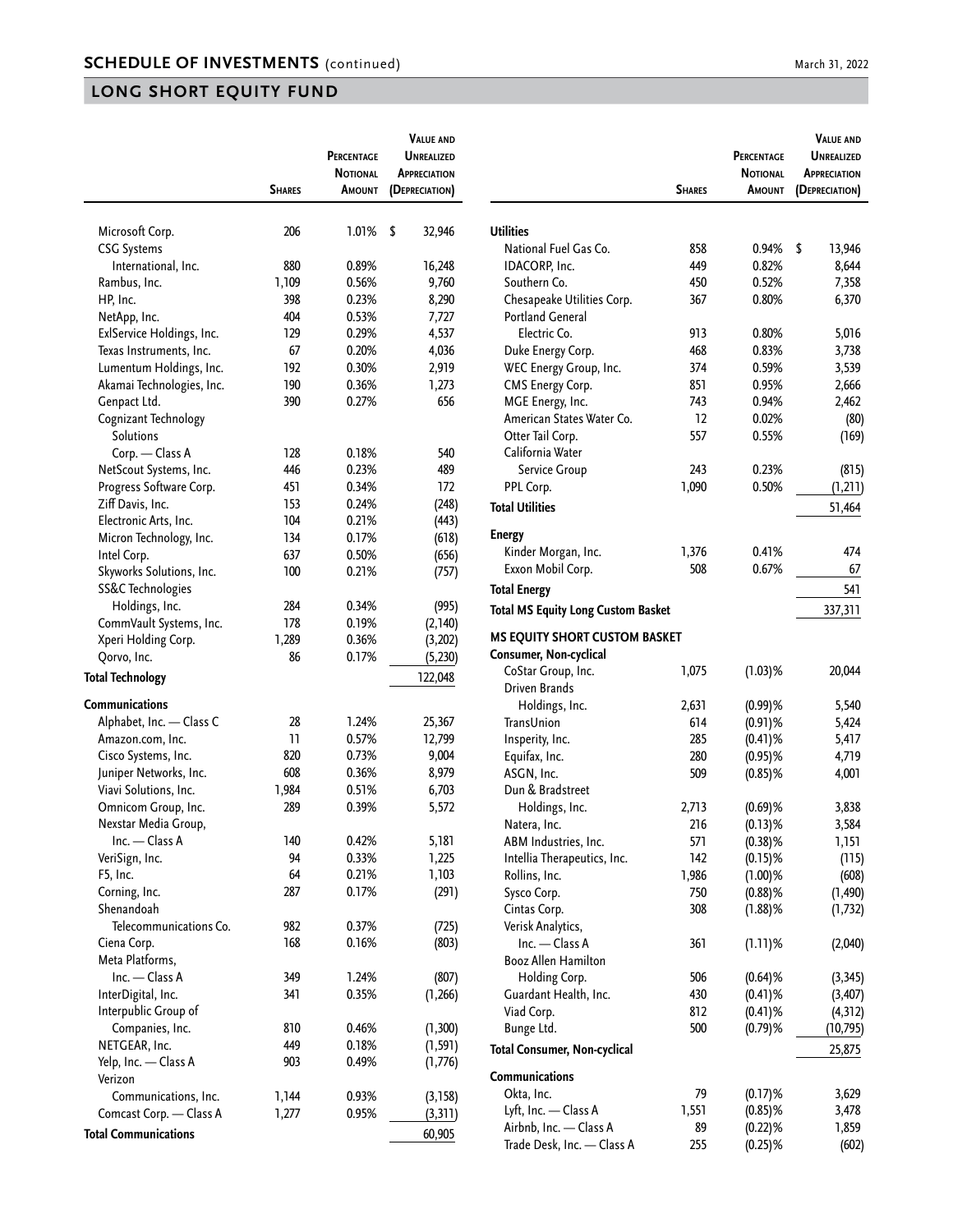## SCHEDULE OF INVESTMENTS (continued)

## LONG SHORT EQUITY FUND

| | Shares | Percentage Notional Amount | Value and Unrealized Appreciation (Depreciation) |
|---|---|---|---|
| Microsoft Corp. | 206 | 1.01% | $ 32,946 |
| CSG Systems International, Inc. | 880 | 0.89% | 16,248 |
| Rambus, Inc. | 1,109 | 0.56% | 9,760 |
| HP, Inc. | 398 | 0.23% | 8,290 |
| NetApp, Inc. | 404 | 0.53% | 7,727 |
| ExlService Holdings, Inc. | 129 | 0.29% | 4,537 |
| Texas Instruments, Inc. | 67 | 0.20% | 4,036 |
| Lumentum Holdings, Inc. | 192 | 0.30% | 2,919 |
| Akamai Technologies, Inc. | 190 | 0.36% | 1,273 |
| Genpact Ltd. | 390 | 0.27% | 656 |
| Cognizant Technology Solutions Corp. — Class A | 128 | 0.18% | 540 |
| NetScout Systems, Inc. | 446 | 0.23% | 489 |
| Progress Software Corp. | 451 | 0.34% | 172 |
| Ziff Davis, Inc. | 153 | 0.24% | (248) |
| Electronic Arts, Inc. | 104 | 0.21% | (443) |
| Micron Technology, Inc. | 134 | 0.17% | (618) |
| Intel Corp. | 637 | 0.50% | (656) |
| Skyworks Solutions, Inc. | 100 | 0.21% | (757) |
| SS&C Technologies Holdings, Inc. | 284 | 0.34% | (995) |
| CommVault Systems, Inc. | 178 | 0.19% | (2,140) |
| Xperi Holding Corp. | 1,289 | 0.36% | (3,202) |
| Qorvo, Inc. | 86 | 0.17% | (5,230) |
| **Total Technology** | | | 122,048 |
| **Communications** | | | |
| Alphabet, Inc. — Class C | 28 | 1.24% | 25,367 |
| Amazon.com, Inc. | 11 | 0.57% | 12,799 |
| Cisco Systems, Inc. | 820 | 0.73% | 9,004 |
| Juniper Networks, Inc. | 608 | 0.36% | 8,979 |
| Viavi Solutions, Inc. | 1,984 | 0.51% | 6,703 |
| Omnicom Group, Inc. | 289 | 0.39% | 5,572 |
| Nexstar Media Group, Inc. — Class A | 140 | 0.42% | 5,181 |
| VeriSign, Inc. | 94 | 0.33% | 1,225 |
| F5, Inc. | 64 | 0.21% | 1,103 |
| Corning, Inc. | 287 | 0.17% | (291) |
| Shenandoah Telecommunications Co. | 982 | 0.37% | (725) |
| Ciena Corp. | 168 | 0.16% | (803) |
| Meta Platforms, Inc. — Class A | 349 | 1.24% | (807) |
| InterDigital, Inc. | 341 | 0.35% | (1,266) |
| Interpublic Group of Companies, Inc. | 810 | 0.46% | (1,300) |
| NETGEAR, Inc. | 449 | 0.18% | (1,591) |
| Yelp, Inc. — Class A | 903 | 0.49% | (1,776) |
| Verizon Communications, Inc. | 1,144 | 0.93% | (3,158) |
| Comcast Corp. — Class A | 1,277 | 0.95% | (3,311) |
| **Total Communications** | | | 60,905 |
| **Utilities** | | | |
| National Fuel Gas Co. | 858 | 0.94% | $ 13,946 |
| IDACORP, Inc. | 449 | 0.82% | 8,644 |
| Southern Co. | 450 | 0.52% | 7,358 |
| Chesapeake Utilities Corp. | 367 | 0.80% | 6,370 |
| Portland General Electric Co. | 913 | 0.80% | 5,016 |
| Duke Energy Corp. | 468 | 0.83% | 3,738 |
| WEC Energy Group, Inc. | 374 | 0.59% | 3,539 |
| CMS Energy Corp. | 851 | 0.95% | 2,666 |
| MGE Energy, Inc. | 743 | 0.94% | 2,462 |
| American States Water Co. | 12 | 0.02% | (80) |
| Otter Tail Corp. | 557 | 0.55% | (169) |
| California Water Service Group | 243 | 0.23% | (815) |
| PPL Corp. | 1,090 | 0.50% | (1,211) |
| **Total Utilities** | | | 51,464 |
| **Energy** | | | |
| Kinder Morgan, Inc. | 1,376 | 0.41% | 474 |
| Exxon Mobil Corp. | 508 | 0.67% | 67 |
| **Total Energy** | | | 541 |
| **Total MS Equity Long Custom Basket** | | | 337,311 |
| **MS EQUITY SHORT CUSTOM BASKET** | | | |
| **Consumer, Non-cyclical** | | | |
| CoStar Group, Inc. | 1,075 | (1.03)% | 20,044 |
| Driven Brands Holdings, Inc. | 2,631 | (0.99)% | 5,540 |
| TransUnion | 614 | (0.91)% | 5,424 |
| Insperity, Inc. | 285 | (0.41)% | 5,417 |
| Equifax, Inc. | 280 | (0.95)% | 4,719 |
| ASGN, Inc. | 509 | (0.85)% | 4,001 |
| Dun & Bradstreet Holdings, Inc. | 2,713 | (0.69)% | 3,838 |
| Natera, Inc. | 216 | (0.13)% | 3,584 |
| ABM Industries, Inc. | 571 | (0.38)% | 1,151 |
| Intellia Therapeutics, Inc. | 142 | (0.15)% | (115) |
| Rollins, Inc. | 1,986 | (1.00)% | (608) |
| Sysco Corp. | 750 | (0.88)% | (1,490) |
| Cintas Corp. | 308 | (1.88)% | (1,732) |
| Verisk Analytics, Inc. — Class A | 361 | (1.11)% | (2,040) |
| Booz Allen Hamilton Holding Corp. | 506 | (0.64)% | (3,345) |
| Guardant Health, Inc. | 430 | (0.41)% | (3,407) |
| Viad Corp. | 812 | (0.41)% | (4,312) |
| Bunge Ltd. | 500 | (0.79)% | (10,795) |
| **Total Consumer, Non-cyclical** | | | 25,875 |
| **Communications** | | | |
| Okta, Inc. | 79 | (0.17)% | 3,629 |
| Lyft, Inc. — Class A | 1,551 | (0.85)% | 3,478 |
| Airbnb, Inc. — Class A | 89 | (0.22)% | 1,859 |
| Trade Desk, Inc. — Class A | 255 | (0.25)% | (602) |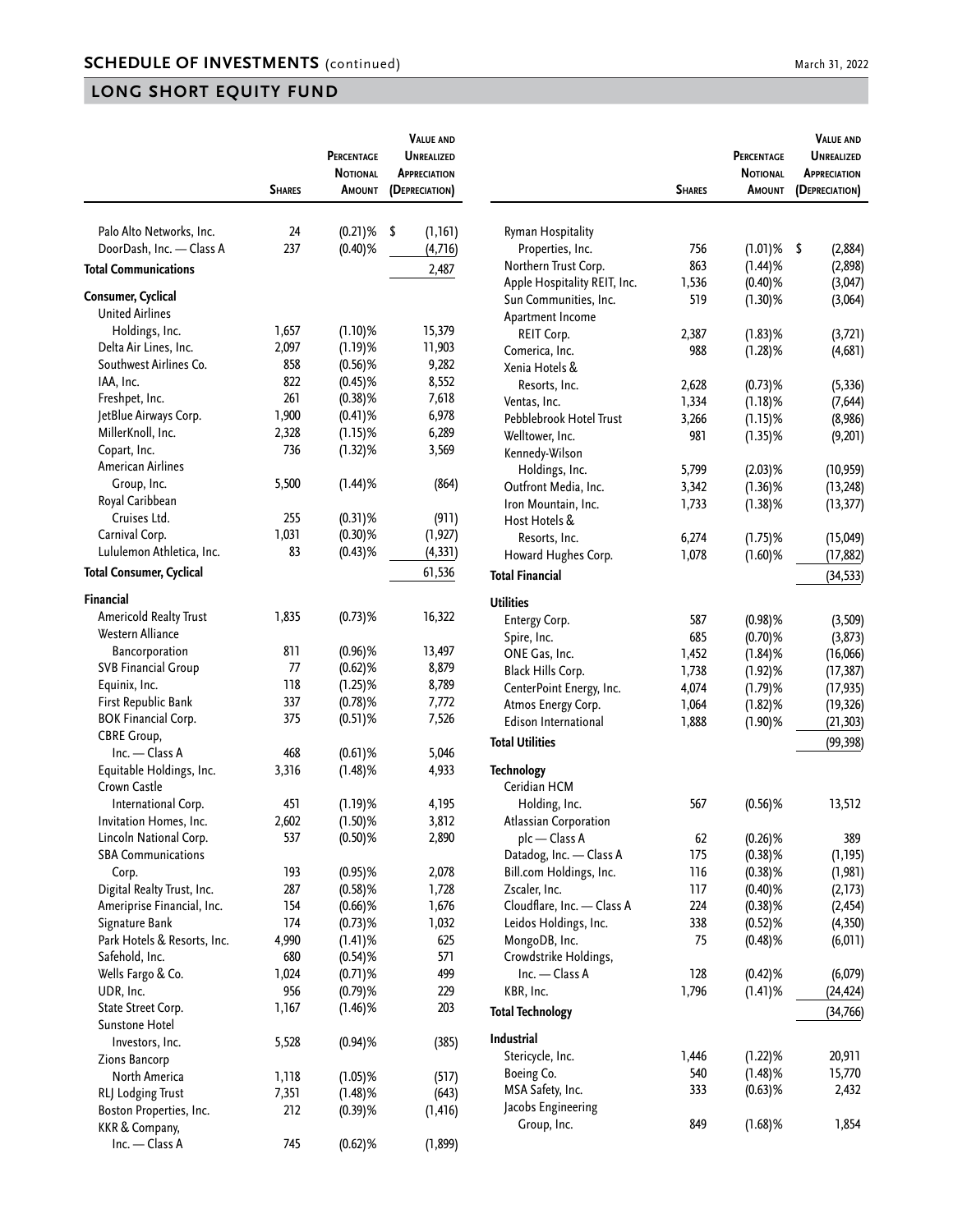## SCHEDULE OF INVESTMENTS (continued)

March 31, 2022

## LONG SHORT EQUITY FUND

| | Shares | Percentage Notional Amount | Value and Unrealized Appreciation (Depreciation) |
|---|---|---|---|
| Palo Alto Networks, Inc. | 24 | (0.21)% | $ (1,161) |
| DoorDash, Inc. — Class A | 237 | (0.40)% | (4,716) |
| **Total Communications** | | | 2,487 |
| **Consumer, Cyclical** | | | |
| United Airlines Holdings, Inc. | 1,657 | (1.10)% | 15,379 |
| Delta Air Lines, Inc. | 2,097 | (1.19)% | 11,903 |
| Southwest Airlines Co. | 858 | (0.56)% | 9,282 |
| IAA, Inc. | 822 | (0.45)% | 8,552 |
| Freshpet, Inc. | 261 | (0.38)% | 7,618 |
| JetBlue Airways Corp. | 1,900 | (0.41)% | 6,978 |
| MillerKnoll, Inc. | 2,328 | (1.15)% | 6,289 |
| Copart, Inc. | 736 | (1.32)% | 3,569 |
| American Airlines Group, Inc. | 5,500 | (1.44)% | (864) |
| Royal Caribbean Cruises Ltd. | 255 | (0.31)% | (911) |
| Carnival Corp. | 1,031 | (0.30)% | (1,927) |
| Lululemon Athletica, Inc. | 83 | (0.43)% | (4,331) |
| **Total Consumer, Cyclical** | | | 61,536 |
| **Financial** | | | |
| Americold Realty Trust | 1,835 | (0.73)% | 16,322 |
| Western Alliance Bancorporation | 811 | (0.96)% | 13,497 |
| SVB Financial Group | 77 | (0.62)% | 8,879 |
| Equinix, Inc. | 118 | (1.25)% | 8,789 |
| First Republic Bank | 337 | (0.78)% | 7,772 |
| BOK Financial Corp. | 375 | (0.51)% | 7,526 |
| CBRE Group, Inc. — Class A | 468 | (0.61)% | 5,046 |
| Equitable Holdings, Inc. | 3,316 | (1.48)% | 4,933 |
| Crown Castle International Corp. | 451 | (1.19)% | 4,195 |
| Invitation Homes, Inc. | 2,602 | (1.50)% | 3,812 |
| Lincoln National Corp. | 537 | (0.50)% | 2,890 |
| SBA Communications Corp. | 193 | (0.95)% | 2,078 |
| Digital Realty Trust, Inc. | 287 | (0.58)% | 1,728 |
| Ameriprise Financial, Inc. | 154 | (0.66)% | 1,676 |
| Signature Bank | 174 | (0.73)% | 1,032 |
| Park Hotels & Resorts, Inc. | 4,990 | (1.41)% | 625 |
| Safehold, Inc. | 680 | (0.54)% | 571 |
| Wells Fargo & Co. | 1,024 | (0.71)% | 499 |
| UDR, Inc. | 956 | (0.79)% | 229 |
| State Street Corp. | 1,167 | (1.46)% | 203 |
| Sunstone Hotel Investors, Inc. | 5,528 | (0.94)% | (385) |
| Zions Bancorp North America | 1,118 | (1.05)% | (517) |
| RLJ Lodging Trust | 7,351 | (1.48)% | (643) |
| Boston Properties, Inc. | 212 | (0.39)% | (1,416) |
| KKR & Company, Inc. — Class A | 745 | (0.62)% | (1,899) |
| Ryman Hospitality Properties, Inc. | 756 | (1.01)% | $ (2,884) |
| Northern Trust Corp. | 863 | (1.44)% | (2,898) |
| Apple Hospitality REIT, Inc. | 1,536 | (0.40)% | (3,047) |
| Sun Communities, Inc. | 519 | (1.30)% | (3,064) |
| Apartment Income REIT Corp. | 2,387 | (1.83)% | (3,721) |
| Comerica, Inc. | 988 | (1.28)% | (4,681) |
| Xenia Hotels & Resorts, Inc. | 2,628 | (0.73)% | (5,336) |
| Ventas, Inc. | 1,334 | (1.18)% | (7,644) |
| Pebblebrook Hotel Trust | 3,266 | (1.15)% | (8,986) |
| Welltower, Inc. | 981 | (1.35)% | (9,201) |
| Kennedy-Wilson Holdings, Inc. | 5,799 | (2.03)% | (10,959) |
| Outfront Media, Inc. | 3,342 | (1.36)% | (13,248) |
| Iron Mountain, Inc. | 1,733 | (1.38)% | (13,377) |
| Host Hotels & Resorts, Inc. | 6,274 | (1.75)% | (15,049) |
| Howard Hughes Corp. | 1,078 | (1.60)% | (17,882) |
| **Total Financial** | | | (34,533) |
| **Utilities** | | | |
| Entergy Corp. | 587 | (0.98)% | (3,509) |
| Spire, Inc. | 685 | (0.70)% | (3,873) |
| ONE Gas, Inc. | 1,452 | (1.84)% | (16,066) |
| Black Hills Corp. | 1,738 | (1.92)% | (17,387) |
| CenterPoint Energy, Inc. | 4,074 | (1.79)% | (17,935) |
| Atmos Energy Corp. | 1,064 | (1.82)% | (19,326) |
| Edison International | 1,888 | (1.90)% | (21,303) |
| **Total Utilities** | | | (99,398) |
| **Technology** | | | |
| Ceridian HCM Holding, Inc. | 567 | (0.56)% | 13,512 |
| Atlassian Corporation plc — Class A | 62 | (0.26)% | 389 |
| Datadog, Inc. — Class A | 175 | (0.38)% | (1,195) |
| Bill.com Holdings, Inc. | 116 | (0.38)% | (1,981) |
| Zscaler, Inc. | 117 | (0.40)% | (2,173) |
| Cloudflare, Inc. — Class A | 224 | (0.38)% | (2,454) |
| Leidos Holdings, Inc. | 338 | (0.52)% | (4,350) |
| MongoDB, Inc. | 75 | (0.48)% | (6,011) |
| Crowdstrike Holdings, Inc. — Class A | 128 | (0.42)% | (6,079) |
| KBR, Inc. | 1,796 | (1.41)% | (24,424) |
| **Total Technology** | | | (34,766) |
| **Industrial** | | | |
| Stericycle, Inc. | 1,446 | (1.22)% | 20,911 |
| Boeing Co. | 540 | (1.48)% | 15,770 |
| MSA Safety, Inc. | 333 | (0.63)% | 2,432 |
| Jacobs Engineering Group, Inc. | 849 | (1.68)% | 1,854 |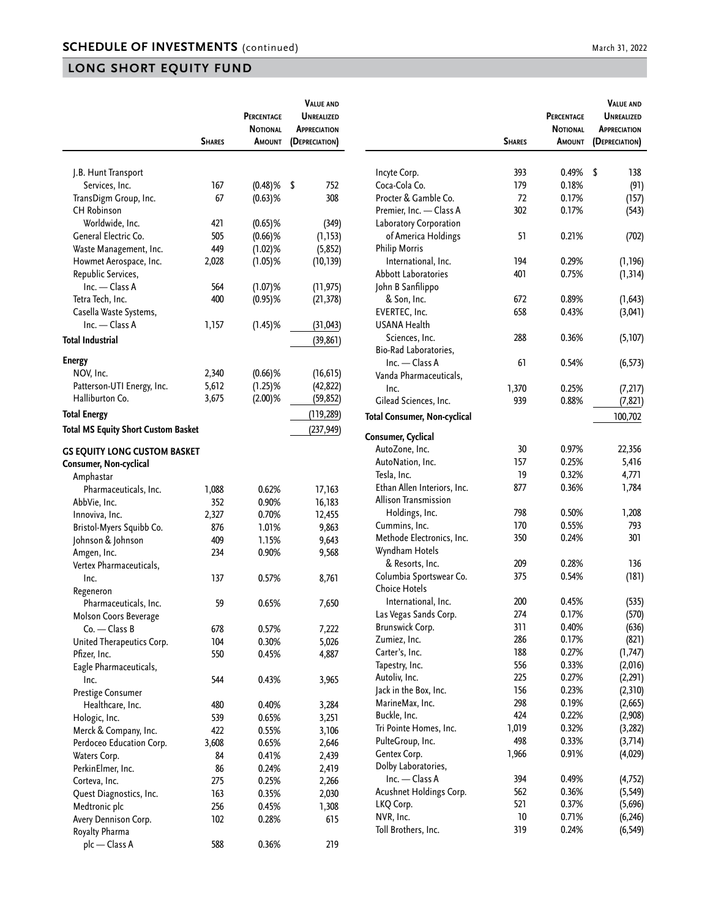## SCHEDULE OF INVESTMENTS (continued)

March 31, 2022

## LONG SHORT EQUITY FUND

| | Shares | Percentage Notional Amount | Value and Unrealized Appreciation (Depreciation) |
|---|---|---|---|
| J.B. Hunt Transport Services, Inc. | 167 | (0.48)% | $ 752 |
| TransDigm Group, Inc. | 67 | (0.63)% | 308 |
| CH Robinson Worldwide, Inc. | 421 | (0.65)% | (349) |
| General Electric Co. | 505 | (0.66)% | (1,153) |
| Waste Management, Inc. | 449 | (1.02)% | (5,852) |
| Howmet Aerospace, Inc. | 2,028 | (1.05)% | (10,139) |
| Republic Services, Inc. — Class A | 564 | (1.07)% | (11,975) |
| Tetra Tech, Inc. | 400 | (0.95)% | (21,378) |
| Casella Waste Systems, Inc. — Class A | 1,157 | (1.45)% | (31,043) |
| **Total Industrial** | | | (39,861) |
| **Energy** | | | |
| NOV, Inc. | 2,340 | (0.66)% | (16,615) |
| Patterson-UTI Energy, Inc. | 5,612 | (1.25)% | (42,822) |
| Halliburton Co. | 3,675 | (2.00)% | (59,852) |
| **Total Energy** | | | (119,289) |
| **Total MS Equity Short Custom Basket** | | | (237,949) |
| **GS EQUITY LONG CUSTOM BASKET** | | | |
| **Consumer, Non-cyclical** | | | |
| Amphastar Pharmaceuticals, Inc. | 1,088 | 0.62% | 17,163 |
| AbbVie, Inc. | 352 | 0.90% | 16,183 |
| Innoviva, Inc. | 2,327 | 0.70% | 12,455 |
| Bristol-Myers Squibb Co. | 876 | 1.01% | 9,863 |
| Johnson & Johnson | 409 | 1.15% | 9,643 |
| Amgen, Inc. | 234 | 0.90% | 9,568 |
| Vertex Pharmaceuticals, Inc. | 137 | 0.57% | 8,761 |
| Regeneron Pharmaceuticals, Inc. | 59 | 0.65% | 7,650 |
| Molson Coors Beverage Co. — Class B | 678 | 0.57% | 7,222 |
| United Therapeutics Corp. | 104 | 0.30% | 5,026 |
| Pfizer, Inc. | 550 | 0.45% | 4,887 |
| Eagle Pharmaceuticals, Inc. | 544 | 0.43% | 3,965 |
| Prestige Consumer Healthcare, Inc. | 480 | 0.40% | 3,284 |
| Hologic, Inc. | 539 | 0.65% | 3,251 |
| Merck & Company, Inc. | 422 | 0.55% | 3,106 |
| Perdoceo Education Corp. | 3,608 | 0.65% | 2,646 |
| Waters Corp. | 84 | 0.41% | 2,439 |
| PerkinElmer, Inc. | 86 | 0.24% | 2,419 |
| Corteva, Inc. | 275 | 0.25% | 2,266 |
| Quest Diagnostics, Inc. | 163 | 0.35% | 2,030 |
| Medtronic plc | 256 | 0.45% | 1,308 |
| Avery Dennison Corp. | 102 | 0.28% | 615 |
| Royalty Pharma plc — Class A | 588 | 0.36% | 219 |
| Incyte Corp. | 393 | 0.49% | $ 138 |
| Coca-Cola Co. | 179 | 0.18% | (91) |
| Procter & Gamble Co. | 72 | 0.17% | (157) |
| Premier, Inc. — Class A | 302 | 0.17% | (543) |
| Laboratory Corporation of America Holdings | 51 | 0.21% | (702) |
| Philip Morris International, Inc. | 194 | 0.29% | (1,196) |
| Abbott Laboratories | 401 | 0.75% | (1,314) |
| John B Sanfilippo & Son, Inc. | 672 | 0.89% | (1,643) |
| EVERTEC, Inc. | 658 | 0.43% | (3,041) |
| USANA Health Sciences, Inc. | 288 | 0.36% | (5,107) |
| Bio-Rad Laboratories, Inc. — Class A | 61 | 0.54% | (6,573) |
| Vanda Pharmaceuticals, Inc. | 1,370 | 0.25% | (7,217) |
| Gilead Sciences, Inc. | 939 | 0.88% | (7,821) |
| **Total Consumer, Non-cyclical** | | | 100,702 |
| **Consumer, Cyclical** | | | |
| AutoZone, Inc. | 30 | 0.97% | 22,356 |
| AutoNation, Inc. | 157 | 0.25% | 5,416 |
| Tesla, Inc. | 19 | 0.32% | 4,771 |
| Ethan Allen Interiors, Inc. | 877 | 0.36% | 1,784 |
| Allison Transmission Holdings, Inc. | 798 | 0.50% | 1,208 |
| Cummins, Inc. | 170 | 0.55% | 793 |
| Methode Electronics, Inc. | 350 | 0.24% | 301 |
| Wyndham Hotels & Resorts, Inc. | 209 | 0.28% | 136 |
| Columbia Sportswear Co. | 375 | 0.54% | (181) |
| Choice Hotels International, Inc. | 200 | 0.45% | (535) |
| Las Vegas Sands Corp. | 274 | 0.17% | (570) |
| Brunswick Corp. | 311 | 0.40% | (636) |
| Zumiez, Inc. | 286 | 0.17% | (821) |
| Carter's, Inc. | 188 | 0.27% | (1,747) |
| Tapestry, Inc. | 556 | 0.33% | (2,016) |
| Autoliv, Inc. | 225 | 0.27% | (2,291) |
| Jack in the Box, Inc. | 156 | 0.23% | (2,310) |
| MarineMax, Inc. | 298 | 0.19% | (2,665) |
| Buckle, Inc. | 424 | 0.22% | (2,908) |
| Tri Pointe Homes, Inc. | 1,019 | 0.32% | (3,282) |
| PulteGroup, Inc. | 498 | 0.33% | (3,714) |
| Gentex Corp. | 1,966 | 0.91% | (4,029) |
| Dolby Laboratories, Inc. — Class A | 394 | 0.49% | (4,752) |
| Acushnet Holdings Corp. | 562 | 0.36% | (5,549) |
| LKQ Corp. | 521 | 0.37% | (5,696) |
| NVR, Inc. | 10 | 0.71% | (6,246) |
| Toll Brothers, Inc. | 319 | 0.24% | (6,549) |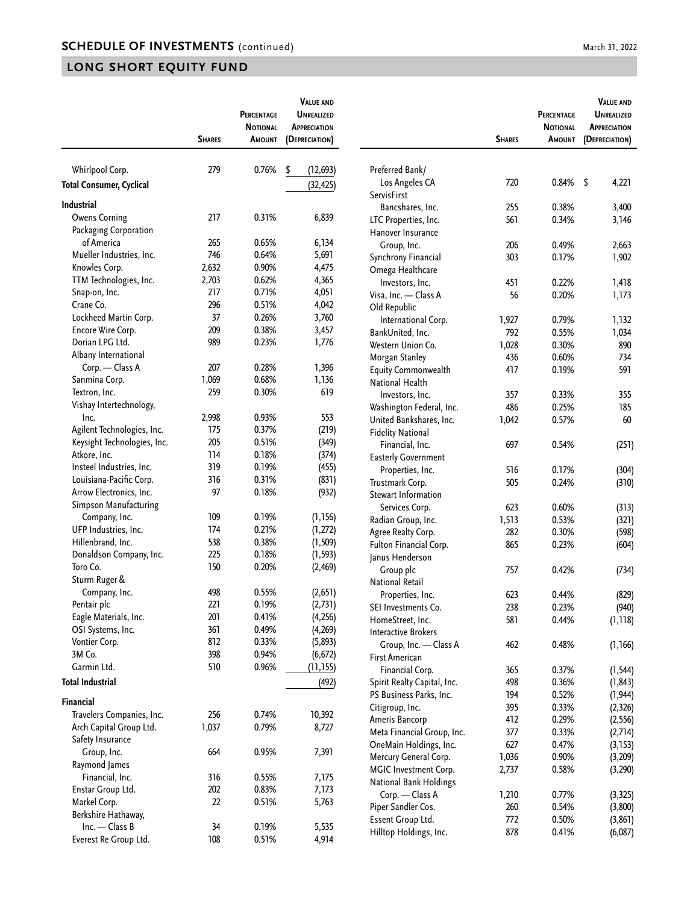## SCHEDULE OF INVESTMENTS (continued)

March 31, 2022

## LONG SHORT EQUITY FUND

| | Shares | Percentage Notional Amount | Value and Unrealized Appreciation (Depreciation) |
|---|---|---|---|
| Whirlpool Corp. | 279 | 0.76% | $ (12,693) |
| **Total Consumer, Cyclical** | | | (32,425) |
| **Industrial** | | | |
| Owens Corning | 217 | 0.31% | 6,839 |
| Packaging Corporation of America | 265 | 0.65% | 6,134 |
| Mueller Industries, Inc. | 746 | 0.64% | 5,691 |
| Knowles Corp. | 2,632 | 0.90% | 4,475 |
| TTM Technologies, Inc. | 2,703 | 0.62% | 4,365 |
| Snap-on, Inc. | 217 | 0.71% | 4,051 |
| Crane Co. | 296 | 0.51% | 4,042 |
| Lockheed Martin Corp. | 37 | 0.26% | 3,760 |
| Encore Wire Corp. | 209 | 0.38% | 3,457 |
| Dorian LPG Ltd. | 989 | 0.23% | 1,776 |
| Albany International Corp. — Class A | 207 | 0.28% | 1,396 |
| Sanmina Corp. | 1,069 | 0.68% | 1,136 |
| Textron, Inc. | 259 | 0.30% | 619 |
| Vishay Intertechnology, Inc. | 2,998 | 0.93% | 553 |
| Agilent Technologies, Inc. | 175 | 0.37% | (219) |
| Keysight Technologies, Inc. | 205 | 0.51% | (349) |
| Atkore, Inc. | 114 | 0.18% | (374) |
| Insteel Industries, Inc. | 319 | 0.19% | (455) |
| Louisiana-Pacific Corp. | 316 | 0.31% | (831) |
| Arrow Electronics, Inc. | 97 | 0.18% | (932) |
| Simpson Manufacturing Company, Inc. | 109 | 0.19% | (1,156) |
| UFP Industries, Inc. | 174 | 0.21% | (1,272) |
| Hillenbrand, Inc. | 538 | 0.38% | (1,509) |
| Donaldson Company, Inc. | 225 | 0.18% | (1,593) |
| Toro Co. | 150 | 0.20% | (2,469) |
| Sturm Ruger & Company, Inc. | 498 | 0.55% | (2,651) |
| Pentair plc | 221 | 0.19% | (2,731) |
| Eagle Materials, Inc. | 201 | 0.41% | (4,256) |
| OSI Systems, Inc. | 361 | 0.49% | (4,269) |
| Vontier Corp. | 812 | 0.33% | (5,893) |
| 3M Co. | 398 | 0.94% | (6,672) |
| Garmin Ltd. | 510 | 0.96% | (11,155) |
| **Total Industrial** | | | (492) |
| **Financial** | | | |
| Travelers Companies, Inc. | 256 | 0.74% | 10,392 |
| Arch Capital Group Ltd. | 1,037 | 0.79% | 8,727 |
| Safety Insurance Group, Inc. | 664 | 0.95% | 7,391 |
| Raymond James Financial, Inc. | 316 | 0.55% | 7,175 |
| Enstar Group Ltd. | 202 | 0.83% | 7,173 |
| Markel Corp. | 22 | 0.51% | 5,763 |
| Berkshire Hathaway, Inc. — Class B | 34 | 0.19% | 5,535 |
| Everest Re Group Ltd. | 108 | 0.51% | 4,914 |
| Preferred Bank/ Los Angeles CA | 720 | 0.84% | $ 4,221 |
| ServisFirst Bancshares, Inc. | 255 | 0.38% | 3,400 |
| LTC Properties, Inc. | 561 | 0.34% | 3,146 |
| Hanover Insurance Group, Inc. | 206 | 0.49% | 2,663 |
| Synchrony Financial | 303 | 0.17% | 1,902 |
| Omega Healthcare Investors, Inc. | 451 | 0.22% | 1,418 |
| Visa, Inc. — Class A | 56 | 0.20% | 1,173 |
| Old Republic International Corp. | 1,927 | 0.79% | 1,132 |
| BankUnited, Inc. | 792 | 0.55% | 1,034 |
| Western Union Co. | 1,028 | 0.30% | 890 |
| Morgan Stanley | 436 | 0.60% | 734 |
| Equity Commonwealth | 417 | 0.19% | 591 |
| National Health Investors, Inc. | 357 | 0.33% | 355 |
| Washington Federal, Inc. | 486 | 0.25% | 185 |
| United Bankshares, Inc. | 1,042 | 0.57% | 60 |
| Fidelity National Financial, Inc. | 697 | 0.54% | (251) |
| Easterly Government Properties, Inc. | 516 | 0.17% | (304) |
| Trustmark Corp. | 505 | 0.24% | (310) |
| Stewart Information Services Corp. | 623 | 0.60% | (313) |
| Radian Group, Inc. | 1,513 | 0.53% | (321) |
| Agree Realty Corp. | 282 | 0.30% | (598) |
| Fulton Financial Corp. | 865 | 0.23% | (604) |
| Janus Henderson Group plc | 757 | 0.42% | (734) |
| National Retail Properties, Inc. | 623 | 0.44% | (829) |
| SEI Investments Co. | 238 | 0.23% | (940) |
| HomeStreet, Inc. | 581 | 0.44% | (1,118) |
| Interactive Brokers Group, Inc. — Class A | 462 | 0.48% | (1,166) |
| First American Financial Corp. | 365 | 0.37% | (1,544) |
| Spirit Realty Capital, Inc. | 498 | 0.36% | (1,843) |
| PS Business Parks, Inc. | 194 | 0.52% | (1,944) |
| Citigroup, Inc. | 395 | 0.33% | (2,326) |
| Ameris Bancorp | 412 | 0.29% | (2,556) |
| Meta Financial Group, Inc. | 377 | 0.33% | (2,714) |
| OneMain Holdings, Inc. | 627 | 0.47% | (3,153) |
| Mercury General Corp. | 1,036 | 0.90% | (3,209) |
| MGIC Investment Corp. | 2,737 | 0.58% | (3,290) |
| National Bank Holdings Corp. — Class A | 1,210 | 0.77% | (3,325) |
| Piper Sandler Cos. | 260 | 0.54% | (3,800) |
| Essent Group Ltd. | 772 | 0.50% | (3,861) |
| Hilltop Holdings, Inc. | 878 | 0.41% | (6,087) |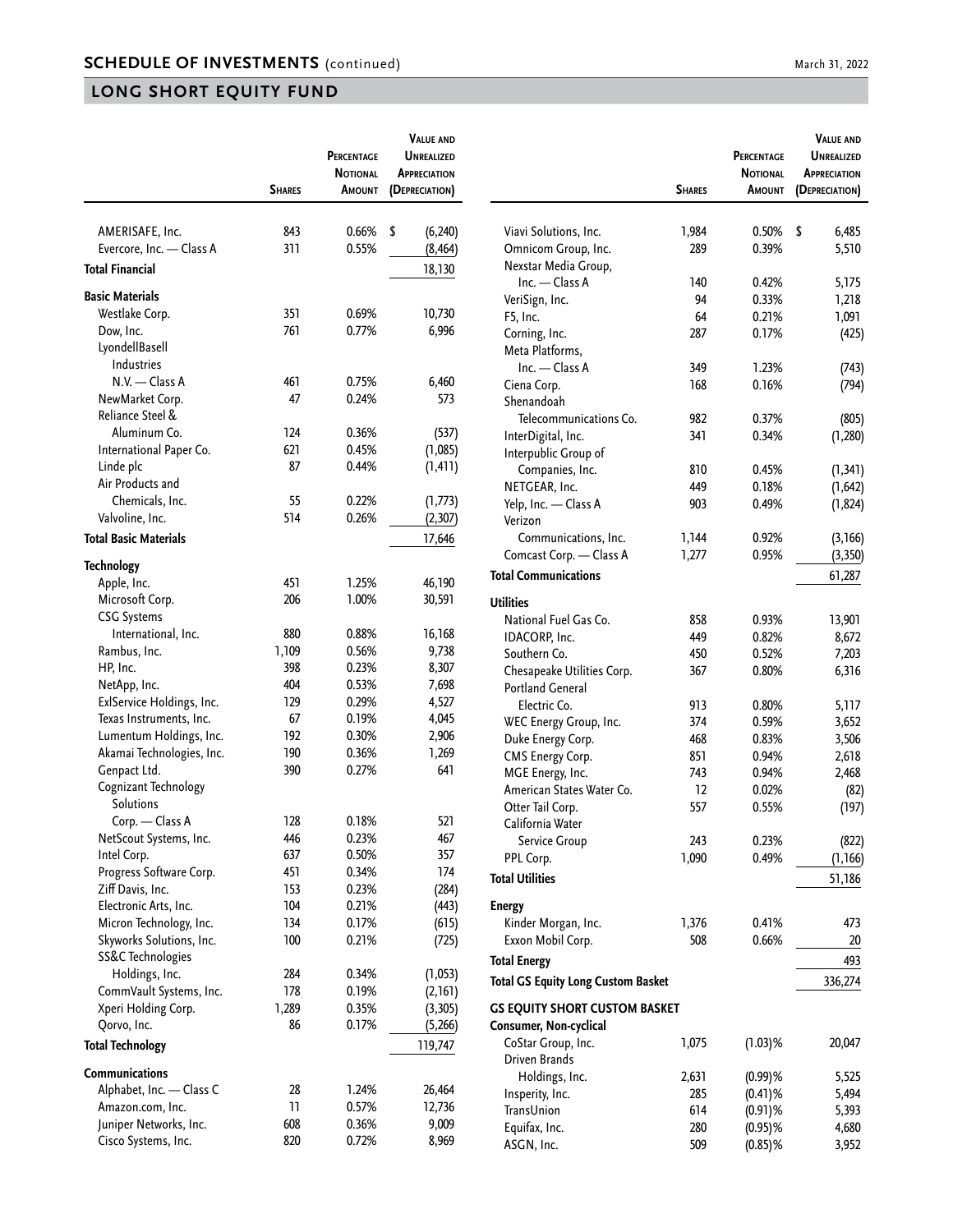## SCHEDULE OF INVESTMENTS (continued)

March 31, 2022

## LONG SHORT EQUITY FUND

| | Shares | Percentage Notional Amount | Value and Unrealized Appreciation (Depreciation) |
|---|---|---|---|
| AMERISAFE, Inc. | 843 | 0.66% | $ (6,240) |
| Evercore, Inc. — Class A | 311 | 0.55% | (8,464) |
| **Total Financial** | | | 18,130 |
| **Basic Materials** | | | |
| Westlake Corp. | 351 | 0.69% | 10,730 |
| Dow, Inc. | 761 | 0.77% | 6,996 |
| LyondellBasell Industries N.V. — Class A | 461 | 0.75% | 6,460 |
| NewMarket Corp. | 47 | 0.24% | 573 |
| Reliance Steel & Aluminum Co. | 124 | 0.36% | (537) |
| International Paper Co. | 621 | 0.45% | (1,085) |
| Linde plc | 87 | 0.44% | (1,411) |
| Air Products and Chemicals, Inc. | 55 | 0.22% | (1,773) |
| Valvoline, Inc. | 514 | 0.26% | (2,307) |
| **Total Basic Materials** | | | 17,646 |
| **Technology** | | | |
| Apple, Inc. | 451 | 1.25% | 46,190 |
| Microsoft Corp. | 206 | 1.00% | 30,591 |
| CSG Systems International, Inc. | 880 | 0.88% | 16,168 |
| Rambus, Inc. | 1,109 | 0.56% | 9,738 |
| HP, Inc. | 398 | 0.23% | 8,307 |
| NetApp, Inc. | 404 | 0.53% | 7,698 |
| ExlService Holdings, Inc. | 129 | 0.29% | 4,527 |
| Texas Instruments, Inc. | 67 | 0.19% | 4,045 |
| Lumentum Holdings, Inc. | 192 | 0.30% | 2,906 |
| Akamai Technologies, Inc. | 190 | 0.36% | 1,269 |
| Genpact Ltd. | 390 | 0.27% | 641 |
| Cognizant Technology Solutions Corp. — Class A | 128 | 0.18% | 521 |
| NetScout Systems, Inc. | 446 | 0.23% | 467 |
| Intel Corp. | 637 | 0.50% | 357 |
| Progress Software Corp. | 451 | 0.34% | 174 |
| Ziff Davis, Inc. | 153 | 0.23% | (284) |
| Electronic Arts, Inc. | 104 | 0.21% | (443) |
| Micron Technology, Inc. | 134 | 0.17% | (615) |
| Skyworks Solutions, Inc. | 100 | 0.21% | (725) |
| SS&C Technologies Holdings, Inc. | 284 | 0.34% | (1,053) |
| CommVault Systems, Inc. | 178 | 0.19% | (2,161) |
| Xperi Holding Corp. | 1,289 | 0.35% | (3,305) |
| Qorvo, Inc. | 86 | 0.17% | (5,266) |
| **Total Technology** | | | 119,747 |
| **Communications** | | | |
| Alphabet, Inc. — Class C | 28 | 1.24% | 26,464 |
| Amazon.com, Inc. | 11 | 0.57% | 12,736 |
| Juniper Networks, Inc. | 608 | 0.36% | 9,009 |
| Cisco Systems, Inc. | 820 | 0.72% | 8,969 |
| Viavi Solutions, Inc. | 1,984 | 0.50% | $ 6,485 |
| Omnicom Group, Inc. | 289 | 0.39% | 5,510 |
| Nexstar Media Group, Inc. — Class A | 140 | 0.42% | 5,175 |
| VeriSign, Inc. | 94 | 0.33% | 1,218 |
| F5, Inc. | 64 | 0.21% | 1,091 |
| Corning, Inc. | 287 | 0.17% | (425) |
| Meta Platforms, Inc. — Class A | 349 | 1.23% | (743) |
| Ciena Corp. | 168 | 0.16% | (794) |
| Shenandoah Telecommunications Co. | 982 | 0.37% | (805) |
| InterDigital, Inc. | 341 | 0.34% | (1,280) |
| Interpublic Group of Companies, Inc. | 810 | 0.45% | (1,341) |
| NETGEAR, Inc. | 449 | 0.18% | (1,642) |
| Yelp, Inc. — Class A | 903 | 0.49% | (1,824) |
| Verizon Communications, Inc. | 1,144 | 0.92% | (3,166) |
| Comcast Corp. — Class A | 1,277 | 0.95% | (3,350) |
| **Total Communications** | | | 61,287 |
| **Utilities** | | | |
| National Fuel Gas Co. | 858 | 0.93% | 13,901 |
| IDACORP, Inc. | 449 | 0.82% | 8,672 |
| Southern Co. | 450 | 0.52% | 7,203 |
| Chesapeake Utilities Corp. | 367 | 0.80% | 6,316 |
| Portland General Electric Co. | 913 | 0.80% | 5,117 |
| WEC Energy Group, Inc. | 374 | 0.59% | 3,652 |
| Duke Energy Corp. | 468 | 0.83% | 3,506 |
| CMS Energy Corp. | 851 | 0.94% | 2,618 |
| MGE Energy, Inc. | 743 | 0.94% | 2,468 |
| American States Water Co. | 12 | 0.02% | (82) |
| Otter Tail Corp. | 557 | 0.55% | (197) |
| California Water Service Group | 243 | 0.23% | (822) |
| PPL Corp. | 1,090 | 0.49% | (1,166) |
| **Total Utilities** | | | 51,186 |
| **Energy** | | | |
| Kinder Morgan, Inc. | 1,376 | 0.41% | 473 |
| Exxon Mobil Corp. | 508 | 0.66% | 20 |
| **Total Energy** | | | 493 |
| **Total GS Equity Long Custom Basket** | | | 336,274 |
| **GS EQUITY SHORT CUSTOM BASKET** | | | |
| **Consumer, Non-cyclical** | | | |
| CoStar Group, Inc. | 1,075 | (1.03)% | 20,047 |
| Driven Brands Holdings, Inc. | 2,631 | (0.99)% | 5,525 |
| Insperity, Inc. | 285 | (0.41)% | 5,494 |
| TransUnion | 614 | (0.91)% | 5,393 |
| Equifax, Inc. | 280 | (0.95)% | 4,680 |
| ASGN, Inc. | 509 | (0.85)% | 3,952 |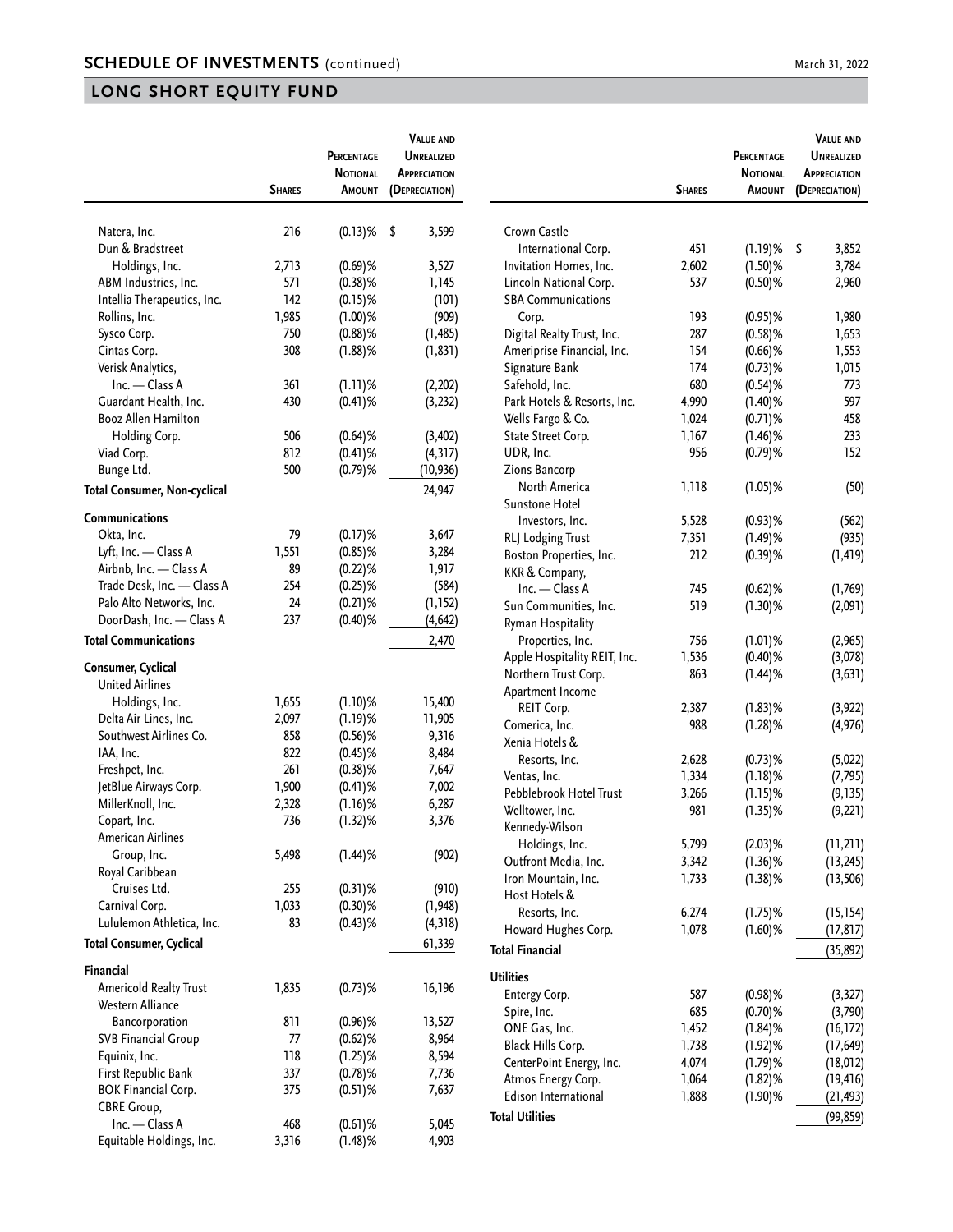## SCHEDULE OF INVESTMENTS (continued)

March 31, 2022

## LONG SHORT EQUITY FUND

| | Shares | Percentage Notional Amount | Value and Unrealized Appreciation (Depreciation) |
|---|---|---|---|
| Natera, Inc. | 216 | (0.13)% | $ 3,599 |
| Dun & Bradstreet Holdings, Inc. | 2,713 | (0.69)% | 3,527 |
| ABM Industries, Inc. | 571 | (0.38)% | 1,145 |
| Intellia Therapeutics, Inc. | 142 | (0.15)% | (101) |
| Rollins, Inc. | 1,985 | (1.00)% | (909) |
| Sysco Corp. | 750 | (0.88)% | (1,485) |
| Cintas Corp. | 308 | (1.88)% | (1,831) |
| Verisk Analytics, Inc. — Class A | 361 | (1.11)% | (2,202) |
| Guardant Health, Inc. | 430 | (0.41)% | (3,232) |
| Booz Allen Hamilton Holding Corp. | 506 | (0.64)% | (3,402) |
| Viad Corp. | 812 | (0.41)% | (4,317) |
| Bunge Ltd. | 500 | (0.79)% | (10,936) |
| **Total Consumer, Non-cyclical** | | | 24,947 |
| **Communications** | | | |
| Okta, Inc. | 79 | (0.17)% | 3,647 |
| Lyft, Inc. — Class A | 1,551 | (0.85)% | 3,284 |
| Airbnb, Inc. — Class A | 89 | (0.22)% | 1,917 |
| Trade Desk, Inc. — Class A | 254 | (0.25)% | (584) |
| Palo Alto Networks, Inc. | 24 | (0.21)% | (1,152) |
| DoorDash, Inc. — Class A | 237 | (0.40)% | (4,642) |
| **Total Communications** | | | 2,470 |
| **Consumer, Cyclical** | | | |
| United Airlines Holdings, Inc. | 1,655 | (1.10)% | 15,400 |
| Delta Air Lines, Inc. | 2,097 | (1.19)% | 11,905 |
| Southwest Airlines Co. | 858 | (0.56)% | 9,316 |
| IAA, Inc. | 822 | (0.45)% | 8,484 |
| Freshpet, Inc. | 261 | (0.38)% | 7,647 |
| JetBlue Airways Corp. | 1,900 | (0.41)% | 7,002 |
| MillerKnoll, Inc. | 2,328 | (1.16)% | 6,287 |
| Copart, Inc. | 736 | (1.32)% | 3,376 |
| American Airlines Group, Inc. | 5,498 | (1.44)% | (902) |
| Royal Caribbean Cruises Ltd. | 255 | (0.31)% | (910) |
| Carnival Corp. | 1,033 | (0.30)% | (1,948) |
| Lululemon Athletica, Inc. | 83 | (0.43)% | (4,318) |
| **Total Consumer, Cyclical** | | | 61,339 |
| **Financial** | | | |
| Americold Realty Trust | 1,835 | (0.73)% | 16,196 |
| Western Alliance Bancorporation | 811 | (0.96)% | 13,527 |
| SVB Financial Group | 77 | (0.62)% | 8,964 |
| Equinix, Inc. | 118 | (1.25)% | 8,594 |
| First Republic Bank | 337 | (0.78)% | 7,736 |
| BOK Financial Corp. | 375 | (0.51)% | 7,637 |
| CBRE Group, Inc. — Class A | 468 | (0.61)% | 5,045 |
| Equitable Holdings, Inc. | 3,316 | (1.48)% | 4,903 |
| Crown Castle International Corp. | 451 | (1.19)% | $ 3,852 |
| Invitation Homes, Inc. | 2,602 | (1.50)% | 3,784 |
| Lincoln National Corp. | 537 | (0.50)% | 2,960 |
| SBA Communications Corp. | 193 | (0.95)% | 1,980 |
| Digital Realty Trust, Inc. | 287 | (0.58)% | 1,653 |
| Ameriprise Financial, Inc. | 154 | (0.66)% | 1,553 |
| Signature Bank | 174 | (0.73)% | 1,015 |
| Safehold, Inc. | 680 | (0.54)% | 773 |
| Park Hotels & Resorts, Inc. | 4,990 | (1.40)% | 597 |
| Wells Fargo & Co. | 1,024 | (0.71)% | 458 |
| State Street Corp. | 1,167 | (1.46)% | 233 |
| UDR, Inc. | 956 | (0.79)% | 152 |
| Zions Bancorp North America | 1,118 | (1.05)% | (50) |
| Sunstone Hotel Investors, Inc. | 5,528 | (0.93)% | (562) |
| RLJ Lodging Trust | 7,351 | (1.49)% | (935) |
| Boston Properties, Inc. | 212 | (0.39)% | (1,419) |
| KKR & Company, Inc. — Class A | 745 | (0.62)% | (1,769) |
| Sun Communities, Inc. | 519 | (1.30)% | (2,091) |
| Ryman Hospitality Properties, Inc. | 756 | (1.01)% | (2,965) |
| Apple Hospitality REIT, Inc. | 1,536 | (0.40)% | (3,078) |
| Northern Trust Corp. | 863 | (1.44)% | (3,631) |
| Apartment Income REIT Corp. | 2,387 | (1.83)% | (3,922) |
| Comerica, Inc. | 988 | (1.28)% | (4,976) |
| Xenia Hotels & Resorts, Inc. | 2,628 | (0.73)% | (5,022) |
| Ventas, Inc. | 1,334 | (1.18)% | (7,795) |
| Pebblebrook Hotel Trust | 3,266 | (1.15)% | (9,135) |
| Welltower, Inc. | 981 | (1.35)% | (9,221) |
| Kennedy-Wilson Holdings, Inc. | 5,799 | (2.03)% | (11,211) |
| Outfront Media, Inc. | 3,342 | (1.36)% | (13,245) |
| Iron Mountain, Inc. | 1,733 | (1.38)% | (13,506) |
| Host Hotels & Resorts, Inc. | 6,274 | (1.75)% | (15,154) |
| Howard Hughes Corp. | 1,078 | (1.60)% | (17,817) |
| **Total Financial** | | | (35,892) |
| **Utilities** | | | |
| Entergy Corp. | 587 | (0.98)% | (3,327) |
| Spire, Inc. | 685 | (0.70)% | (3,790) |
| ONE Gas, Inc. | 1,452 | (1.84)% | (16,172) |
| Black Hills Corp. | 1,738 | (1.92)% | (17,649) |
| CenterPoint Energy, Inc. | 4,074 | (1.79)% | (18,012) |
| Atmos Energy Corp. | 1,064 | (1.82)% | (19,416) |
| Edison International | 1,888 | (1.90)% | (21,493) |
| **Total Utilities** | | | (99,859) |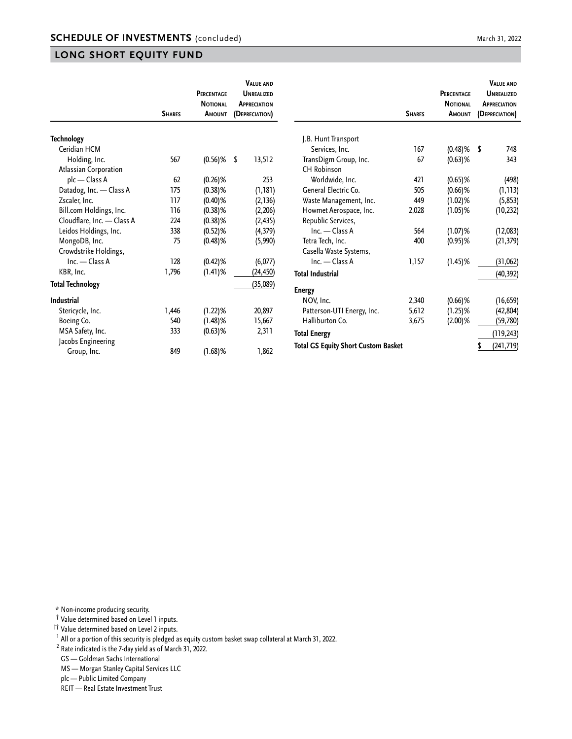## SCHEDULE OF INVESTMENTS (concluded)

## LONG SHORT EQUITY FUND

| | Shares | Percentage Notional Amount | Value and Unrealized Appreciation (Depreciation) |
|---|---|---|---|
| **Technology** | | | |
| Ceridian HCM Holding, Inc. | 567 | (0.56)% | $ 13,512 |
| Atlassian Corporation plc — Class A | 62 | (0.26)% | 253 |
| Datadog, Inc. — Class A | 175 | (0.38)% | (1,181) |
| Zscaler, Inc. | 117 | (0.40)% | (2,136) |
| Bill.com Holdings, Inc. | 116 | (0.38)% | (2,206) |
| Cloudflare, Inc. — Class A | 224 | (0.38)% | (2,435) |
| Leidos Holdings, Inc. | 338 | (0.52)% | (4,379) |
| MongoDB, Inc. | 75 | (0.48)% | (5,990) |
| Crowdstrike Holdings, Inc. — Class A | 128 | (0.42)% | (6,077) |
| KBR, Inc. | 1,796 | (1.41)% | (24,450) |
| **Total Technology** | | | (35,089) |
| **Industrial** | | | |
| Stericycle, Inc. | 1,446 | (1.22)% | 20,897 |
| Boeing Co. | 540 | (1.48)% | 15,667 |
| MSA Safety, Inc. | 333 | (0.63)% | 2,311 |
| Jacobs Engineering Group, Inc. | 849 | (1.68)% | 1,862 |
| J.B. Hunt Transport Services, Inc. | 167 | (0.48)% | $ 748 |
| TransDigm Group, Inc. | 67 | (0.63)% | 343 |
| CH Robinson Worldwide, Inc. | 421 | (0.65)% | (498) |
| General Electric Co. | 505 | (0.66)% | (1,113) |
| Waste Management, Inc. | 449 | (1.02)% | (5,853) |
| Howmet Aerospace, Inc. | 2,028 | (1.05)% | (10,232) |
| Republic Services, Inc. — Class A | 564 | (1.07)% | (12,083) |
| Tetra Tech, Inc. | 400 | (0.95)% | (21,379) |
| Casella Waste Systems, Inc. — Class A | 1,157 | (1.45)% | (31,062) |
| **Total Industrial** | | | (40,392) |
| **Energy** | | | |
| NOV, Inc. | 2,340 | (0.66)% | (16,659) |
| Patterson-UTI Energy, Inc. | 5,612 | (1.25)% | (42,804) |
| Halliburton Co. | 3,675 | (2.00)% | (59,780) |
| **Total Energy** | | | (119,243) |
| **Total GS Equity Short Custom Basket** | | | $ (241,719) |

\* Non-income producing security.

† Value determined based on Level 1 inputs.

†† Value determined based on Level 2 inputs.

[1] All or a portion of this security is pledged as equity custom basket swap collateral at March 31, 2022.

[2] Rate indicated is the 7-day yield as of March 31, 2022.

GS — Goldman Sachs International

MS — Morgan Stanley Capital Services LLC

plc — Public Limited Company

REIT — Real Estate Investment Trust